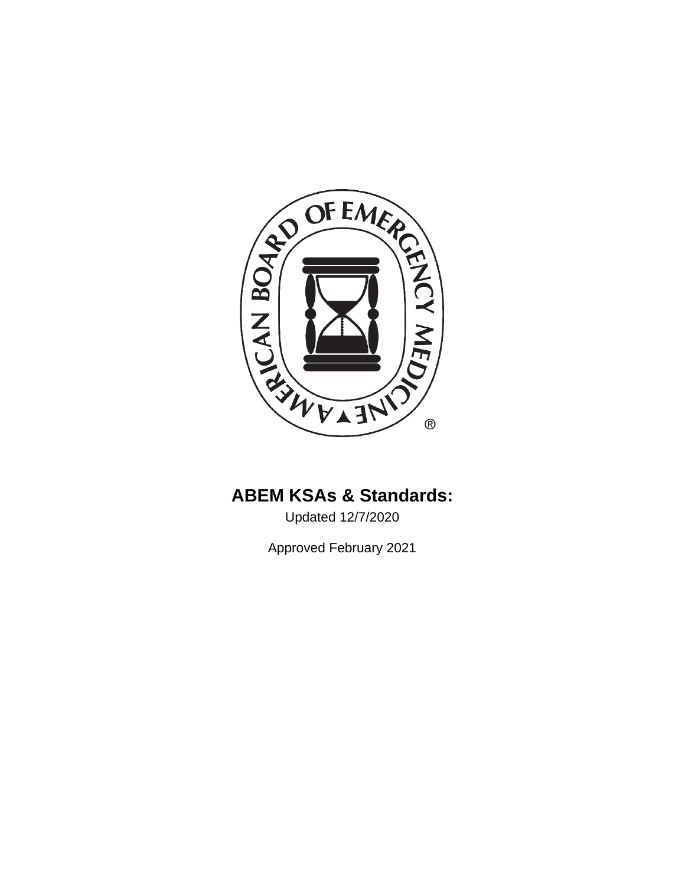# ABEM KSAs & Standards:

Updated 12/7/2020

Approved February 2021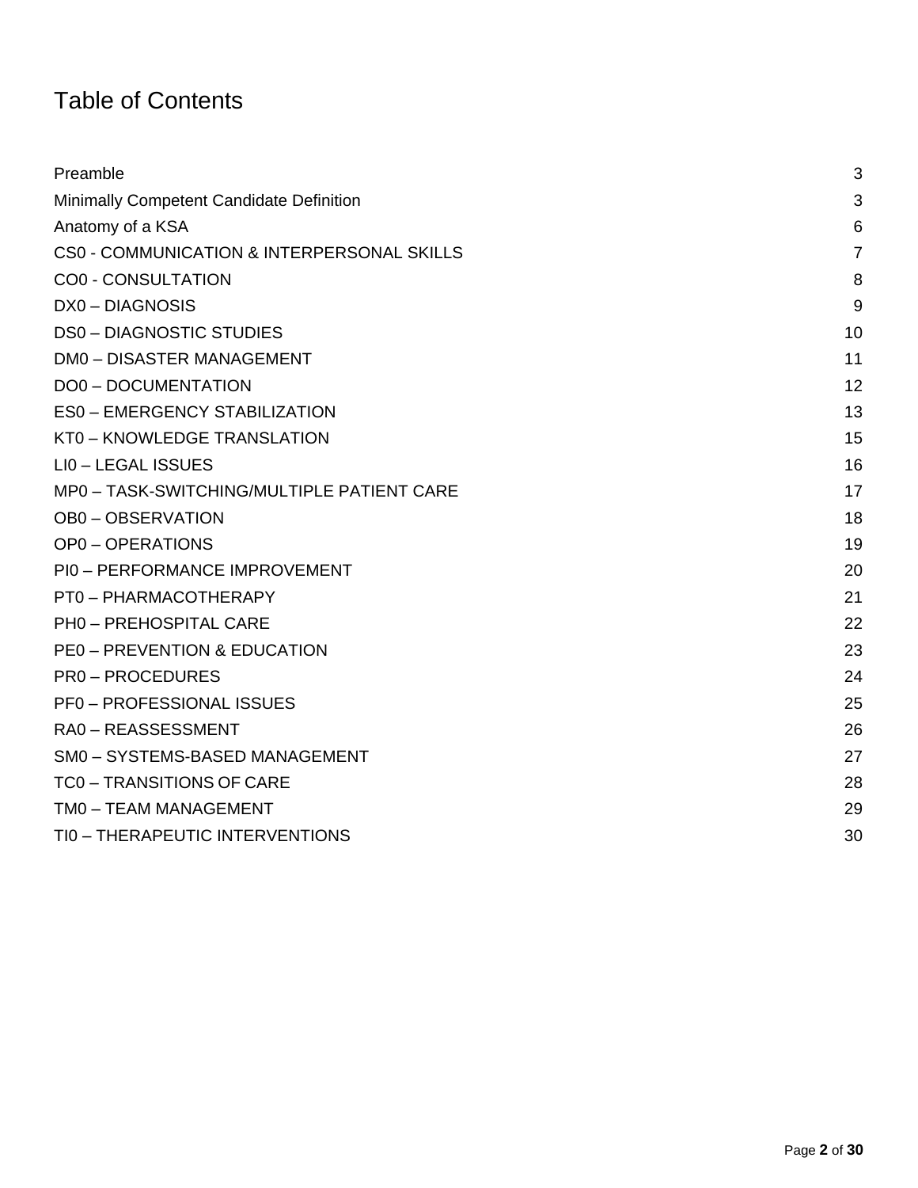# Table of Contents

| | |
|---|---|
| Preamble | 3 |
| Minimally Competent Candidate Definition | 3 |
| Anatomy of a KSA | 6 |
| CS0 - COMMUNICATION & INTERPERSONAL SKILLS | 7 |
| CO0 - CONSULTATION | 8 |
| DX0 – DIAGNOSIS | 9 |
| DS0 – DIAGNOSTIC STUDIES | 10 |
| DM0 – DISASTER MANAGEMENT | 11 |
| DO0 – DOCUMENTATION | 12 |
| ES0 – EMERGENCY STABILIZATION | 13 |
| KT0 – KNOWLEDGE TRANSLATION | 15 |
| LI0 – LEGAL ISSUES | 16 |
| MP0 – TASK-SWITCHING/MULTIPLE PATIENT CARE | 17 |
| OB0 – OBSERVATION | 18 |
| OP0 – OPERATIONS | 19 |
| PI0 – PERFORMANCE IMPROVEMENT | 20 |
| PT0 – PHARMACOTHERAPY | 21 |
| PH0 – PREHOSPITAL CARE | 22 |
| PE0 – PREVENTION & EDUCATION | 23 |
| PR0 – PROCEDURES | 24 |
| PF0 – PROFESSIONAL ISSUES | 25 |
| RA0 – REASSESSMENT | 26 |
| SM0 – SYSTEMS-BASED MANAGEMENT | 27 |
| TC0 – TRANSITIONS OF CARE | 28 |
| TM0 – TEAM MANAGEMENT | 29 |
| TI0 – THERAPEUTIC INTERVENTIONS | 30 |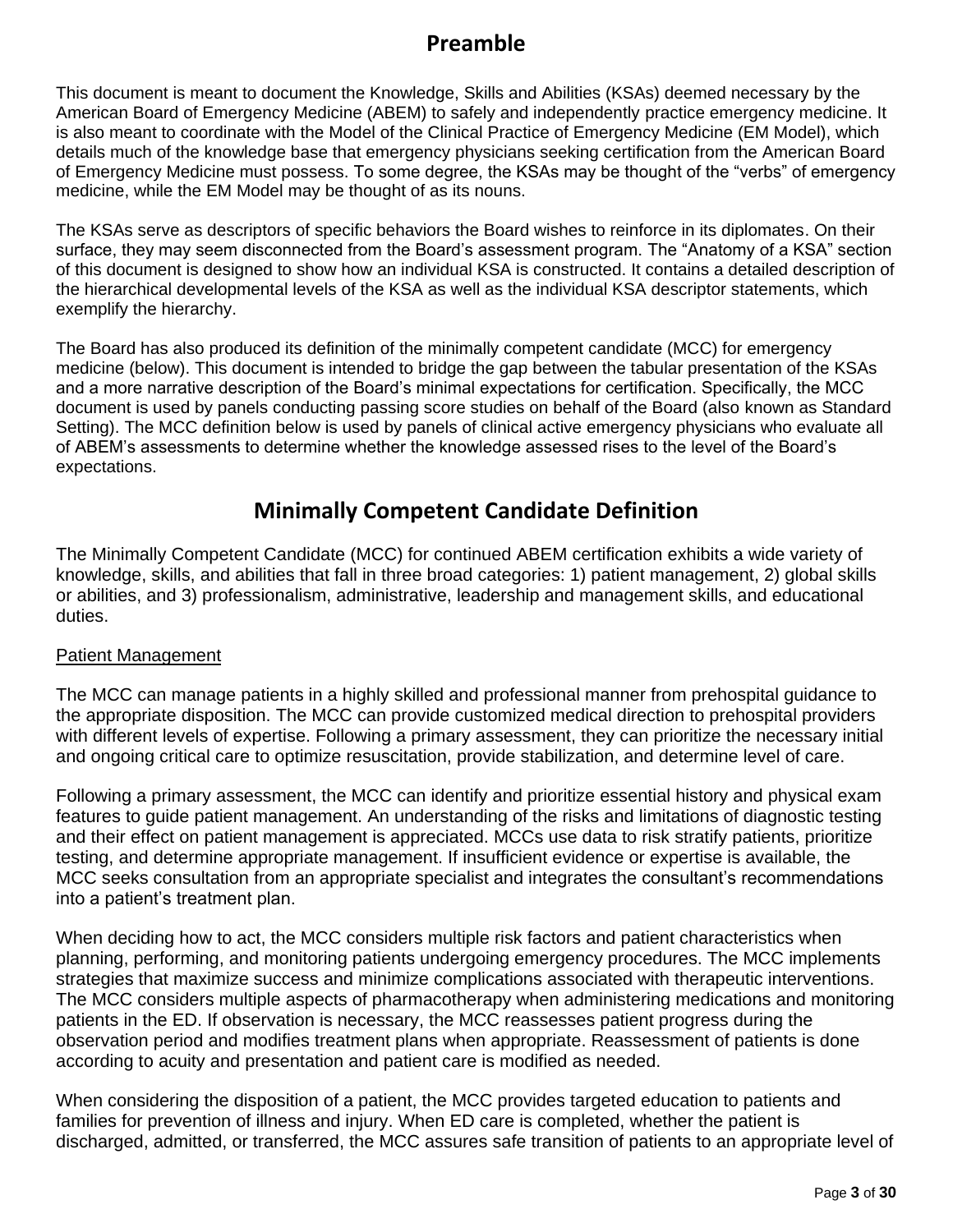# Preamble

This document is meant to document the Knowledge, Skills and Abilities (KSAs) deemed necessary by the American Board of Emergency Medicine (ABEM) to safely and independently practice emergency medicine. It is also meant to coordinate with the Model of the Clinical Practice of Emergency Medicine (EM Model), which details much of the knowledge base that emergency physicians seeking certification from the American Board of Emergency Medicine must possess. To some degree, the KSAs may be thought of the "verbs" of emergency medicine, while the EM Model may be thought of as its nouns.

The KSAs serve as descriptors of specific behaviors the Board wishes to reinforce in its diplomates. On their surface, they may seem disconnected from the Board's assessment program. The "Anatomy of a KSA" section of this document is designed to show how an individual KSA is constructed. It contains a detailed description of the hierarchical developmental levels of the KSA as well as the individual KSA descriptor statements, which exemplify the hierarchy.

The Board has also produced its definition of the minimally competent candidate (MCC) for emergency medicine (below). This document is intended to bridge the gap between the tabular presentation of the KSAs and a more narrative description of the Board's minimal expectations for certification. Specifically, the MCC document is used by panels conducting passing score studies on behalf of the Board (also known as Standard Setting). The MCC definition below is used by panels of clinical active emergency physicians who evaluate all of ABEM's assessments to determine whether the knowledge assessed rises to the level of the Board's expectations.

# Minimally Competent Candidate Definition

The Minimally Competent Candidate (MCC) for continued ABEM certification exhibits a wide variety of knowledge, skills, and abilities that fall in three broad categories: 1) patient management, 2) global skills or abilities, and 3) professionalism, administrative, leadership and management skills, and educational duties.

## Patient Management

The MCC can manage patients in a highly skilled and professional manner from prehospital guidance to the appropriate disposition. The MCC can provide customized medical direction to prehospital providers with different levels of expertise. Following a primary assessment, they can prioritize the necessary initial and ongoing critical care to optimize resuscitation, provide stabilization, and determine level of care.

Following a primary assessment, the MCC can identify and prioritize essential history and physical exam features to guide patient management. An understanding of the risks and limitations of diagnostic testing and their effect on patient management is appreciated. MCCs use data to risk stratify patients, prioritize testing, and determine appropriate management. If insufficient evidence or expertise is available, the MCC seeks consultation from an appropriate specialist and integrates the consultant's recommendations into a patient's treatment plan.

When deciding how to act, the MCC considers multiple risk factors and patient characteristics when planning, performing, and monitoring patients undergoing emergency procedures. The MCC implements strategies that maximize success and minimize complications associated with therapeutic interventions. The MCC considers multiple aspects of pharmacotherapy when administering medications and monitoring patients in the ED. If observation is necessary, the MCC reassesses patient progress during the observation period and modifies treatment plans when appropriate. Reassessment of patients is done according to acuity and presentation and patient care is modified as needed.

When considering the disposition of a patient, the MCC provides targeted education to patients and families for prevention of illness and injury. When ED care is completed, whether the patient is discharged, admitted, or transferred, the MCC assures safe transition of patients to an appropriate level of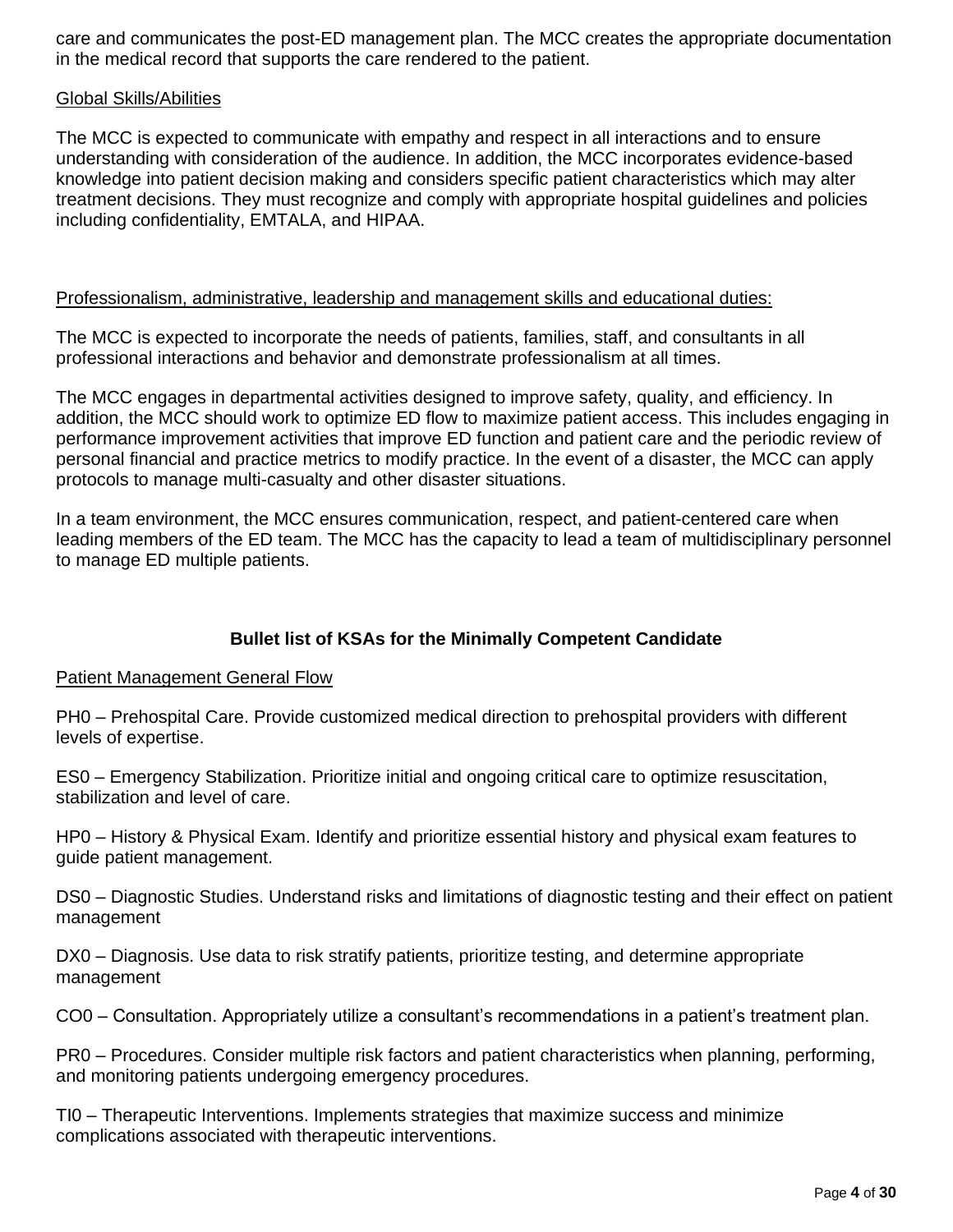care and communicates the post-ED management plan. The MCC creates the appropriate documentation in the medical record that supports the care rendered to the patient.

Global Skills/Abilities

The MCC is expected to communicate with empathy and respect in all interactions and to ensure understanding with consideration of the audience. In addition, the MCC incorporates evidence-based knowledge into patient decision making and considers specific patient characteristics which may alter treatment decisions. They must recognize and comply with appropriate hospital guidelines and policies including confidentiality, EMTALA, and HIPAA.

Professionalism, administrative, leadership and management skills and educational duties:

The MCC is expected to incorporate the needs of patients, families, staff, and consultants in all professional interactions and behavior and demonstrate professionalism at all times.

The MCC engages in departmental activities designed to improve safety, quality, and efficiency. In addition, the MCC should work to optimize ED flow to maximize patient access. This includes engaging in performance improvement activities that improve ED function and patient care and the periodic review of personal financial and practice metrics to modify practice. In the event of a disaster, the MCC can apply protocols to manage multi-casualty and other disaster situations.

In a team environment, the MCC ensures communication, respect, and patient-centered care when leading members of the ED team. The MCC has the capacity to lead a team of multidisciplinary personnel to manage ED multiple patients.

**Bullet list of KSAs for the Minimally Competent Candidate**

Patient Management General Flow

PH0 – Prehospital Care. Provide customized medical direction to prehospital providers with different levels of expertise.

ES0 – Emergency Stabilization. Prioritize initial and ongoing critical care to optimize resuscitation, stabilization and level of care.

HP0 – History & Physical Exam. Identify and prioritize essential history and physical exam features to guide patient management.

DS0 – Diagnostic Studies. Understand risks and limitations of diagnostic testing and their effect on patient management

DX0 – Diagnosis. Use data to risk stratify patients, prioritize testing, and determine appropriate management

CO0 – Consultation. Appropriately utilize a consultant's recommendations in a patient's treatment plan.

PR0 – Procedures. Consider multiple risk factors and patient characteristics when planning, performing, and monitoring patients undergoing emergency procedures.

TI0 – Therapeutic Interventions. Implements strategies that maximize success and minimize complications associated with therapeutic interventions.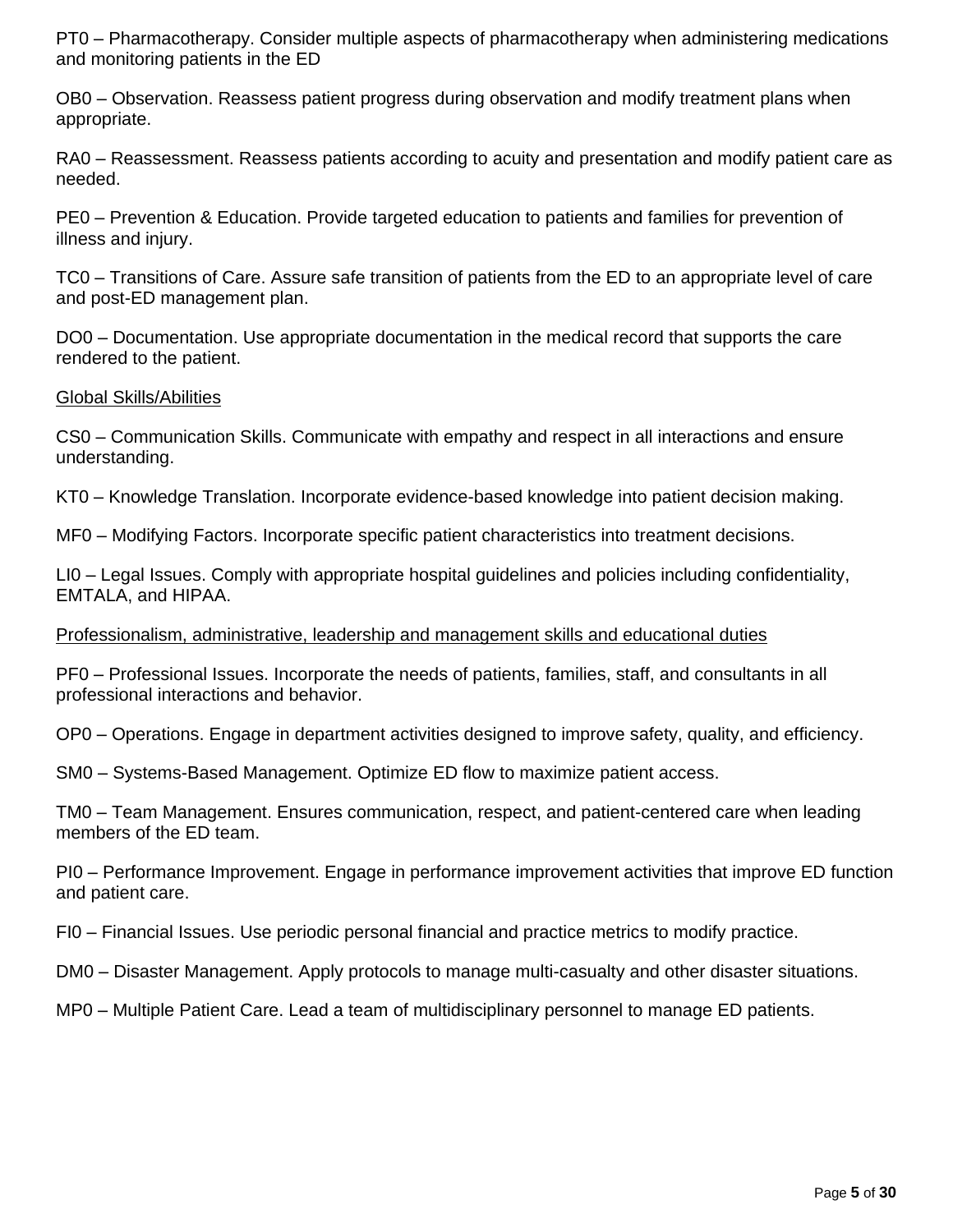PT0 – Pharmacotherapy. Consider multiple aspects of pharmacotherapy when administering medications and monitoring patients in the ED

OB0 – Observation. Reassess patient progress during observation and modify treatment plans when appropriate.

RA0 – Reassessment. Reassess patients according to acuity and presentation and modify patient care as needed.

PE0 – Prevention & Education. Provide targeted education to patients and families for prevention of illness and injury.

TC0 – Transitions of Care. Assure safe transition of patients from the ED to an appropriate level of care and post-ED management plan.

DO0 – Documentation. Use appropriate documentation in the medical record that supports the care rendered to the patient.

<u>Global Skills/Abilities</u>

CS0 – Communication Skills. Communicate with empathy and respect in all interactions and ensure understanding.

KT0 – Knowledge Translation. Incorporate evidence-based knowledge into patient decision making.

MF0 – Modifying Factors. Incorporate specific patient characteristics into treatment decisions.

LI0 – Legal Issues. Comply with appropriate hospital guidelines and policies including confidentiality, EMTALA, and HIPAA.

<u>Professionalism, administrative, leadership and management skills and educational duties</u>

PF0 – Professional Issues. Incorporate the needs of patients, families, staff, and consultants in all professional interactions and behavior.

OP0 – Operations. Engage in department activities designed to improve safety, quality, and efficiency.

SM0 – Systems-Based Management. Optimize ED flow to maximize patient access.

TM0 – Team Management. Ensures communication, respect, and patient-centered care when leading members of the ED team.

PI0 – Performance Improvement. Engage in performance improvement activities that improve ED function and patient care.

FI0 – Financial Issues. Use periodic personal financial and practice metrics to modify practice.

DM0 – Disaster Management. Apply protocols to manage multi-casualty and other disaster situations.

MP0 – Multiple Patient Care. Lead a team of multidisciplinary personnel to manage ED patients.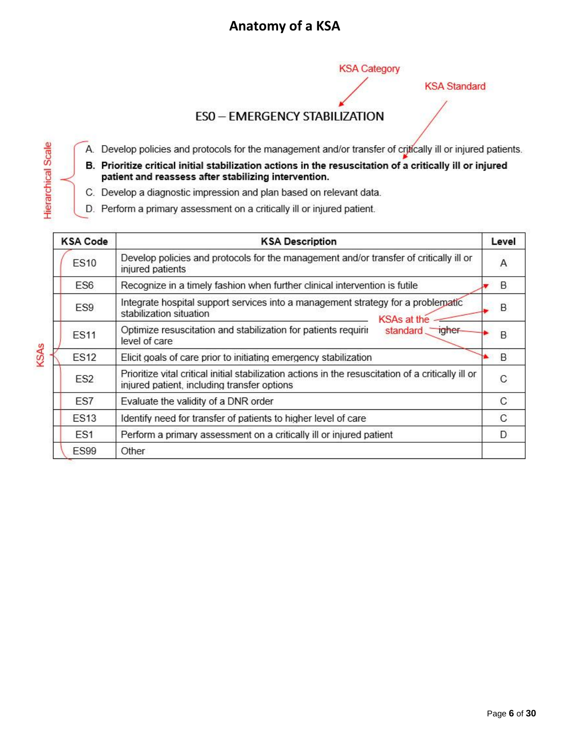# Anatomy of a KSA

KSA Category

KSA Standard

## ES0 – EMERGENCY STABILIZATION

Hierarchical Scale

A. Develop policies and protocols for the management and/or transfer of critically ill or injured patients.

**B. Prioritize critical initial stabilization actions in the resuscitation of a critically ill or injured patient and reassess after stabilizing intervention.**

C. Develop a diagnostic impression and plan based on relevant data.

D. Perform a primary assessment on a critically ill or injured patient.

KSAs

| KSA Code | KSA Description | Level |
|---|---|---|
| ES10 | Develop policies and protocols for the management and/or transfer of critically ill or injured patients | A |
| ES6 | Recognize in a timely fashion when further clinical intervention is futile | B |
| ES9 | Integrate hospital support services into a management strategy for a problematic stabilization situation | B |
| ES11 | Optimize resuscitation and stabilization for patients requiring higher level of care | B |
| ES12 | Elicit goals of care prior to initiating emergency stabilization | B |
| ES2 | Prioritize vital critical initial stabilization actions in the resuscitation of a critically ill or injured patient, including transfer options | C |
| ES7 | Evaluate the validity of a DNR order | C |
| ES13 | Identify need for transfer of patients to higher level of care | C |
| ES1 | Perform a primary assessment on a critically ill or injured patient | D |
| ES99 | Other | |

KSAs at the standard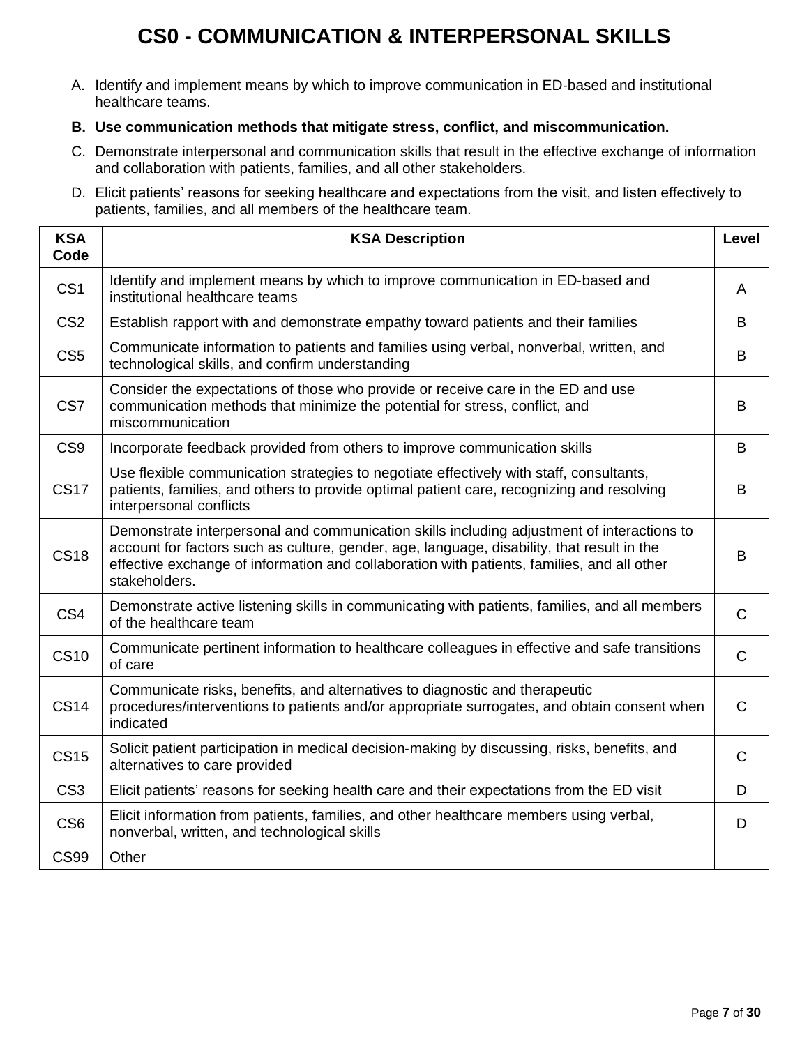# CS0 - COMMUNICATION & INTERPERSONAL SKILLS

A. Identify and implement means by which to improve communication in ED-based and institutional healthcare teams.

**B. Use communication methods that mitigate stress, conflict, and miscommunication.**

C. Demonstrate interpersonal and communication skills that result in the effective exchange of information and collaboration with patients, families, and all other stakeholders.

D. Elicit patients' reasons for seeking healthcare and expectations from the visit, and listen effectively to patients, families, and all members of the healthcare team.

| KSA Code | KSA Description | Level |
|---|---|---|
| CS1 | Identify and implement means by which to improve communication in ED-based and institutional healthcare teams | A |
| CS2 | Establish rapport with and demonstrate empathy toward patients and their families | B |
| CS5 | Communicate information to patients and families using verbal, nonverbal, written, and technological skills, and confirm understanding | B |
| CS7 | Consider the expectations of those who provide or receive care in the ED and use communication methods that minimize the potential for stress, conflict, and miscommunication | B |
| CS9 | Incorporate feedback provided from others to improve communication skills | B |
| CS17 | Use flexible communication strategies to negotiate effectively with staff, consultants, patients, families, and others to provide optimal patient care, recognizing and resolving interpersonal conflicts | B |
| CS18 | Demonstrate interpersonal and communication skills including adjustment of interactions to account for factors such as culture, gender, age, language, disability, that result in the effective exchange of information and collaboration with patients, families, and all other stakeholders. | B |
| CS4 | Demonstrate active listening skills in communicating with patients, families, and all members of the healthcare team | C |
| CS10 | Communicate pertinent information to healthcare colleagues in effective and safe transitions of care | C |
| CS14 | Communicate risks, benefits, and alternatives to diagnostic and therapeutic procedures/interventions to patients and/or appropriate surrogates, and obtain consent when indicated | C |
| CS15 | Solicit patient participation in medical decision-making by discussing, risks, benefits, and alternatives to care provided | C |
| CS3 | Elicit patients' reasons for seeking health care and their expectations from the ED visit | D |
| CS6 | Elicit information from patients, families, and other healthcare members using verbal, nonverbal, written, and technological skills | D |
| CS99 | Other | |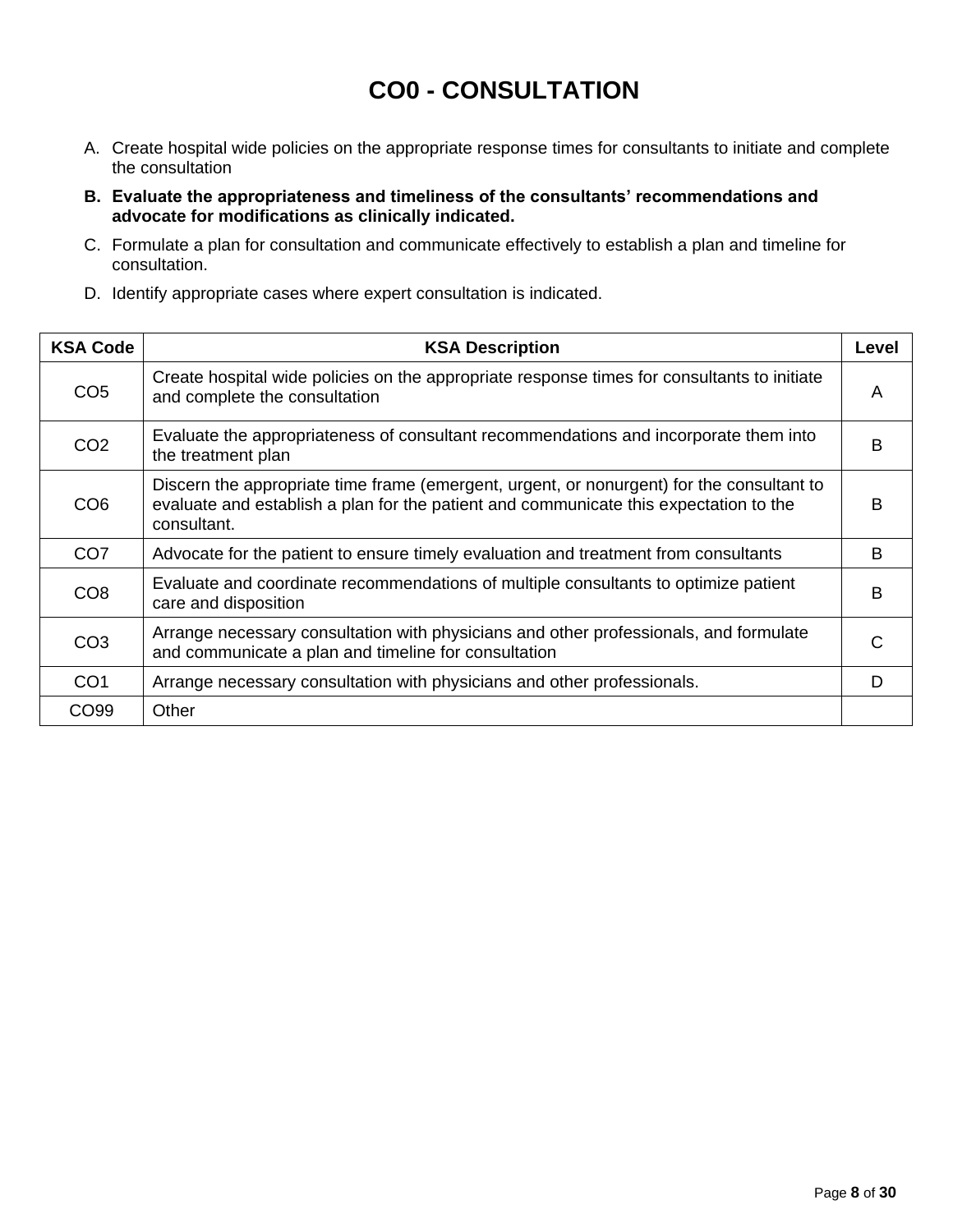# CO0 - CONSULTATION

A. Create hospital wide policies on the appropriate response times for consultants to initiate and complete the consultation

**B. Evaluate the appropriateness and timeliness of the consultants' recommendations and advocate for modifications as clinically indicated.**

C. Formulate a plan for consultation and communicate effectively to establish a plan and timeline for consultation.

D. Identify appropriate cases where expert consultation is indicated.

| KSA Code | KSA Description | Level |
|---|---|---|
| CO5 | Create hospital wide policies on the appropriate response times for consultants to initiate and complete the consultation | A |
| CO2 | Evaluate the appropriateness of consultant recommendations and incorporate them into the treatment plan | B |
| CO6 | Discern the appropriate time frame (emergent, urgent, or nonurgent) for the consultant to evaluate and establish a plan for the patient and communicate this expectation to the consultant. | B |
| CO7 | Advocate for the patient to ensure timely evaluation and treatment from consultants | B |
| CO8 | Evaluate and coordinate recommendations of multiple consultants to optimize patient care and disposition | B |
| CO3 | Arrange necessary consultation with physicians and other professionals, and formulate and communicate a plan and timeline for consultation | C |
| CO1 | Arrange necessary consultation with physicians and other professionals. | D |
| CO99 | Other | |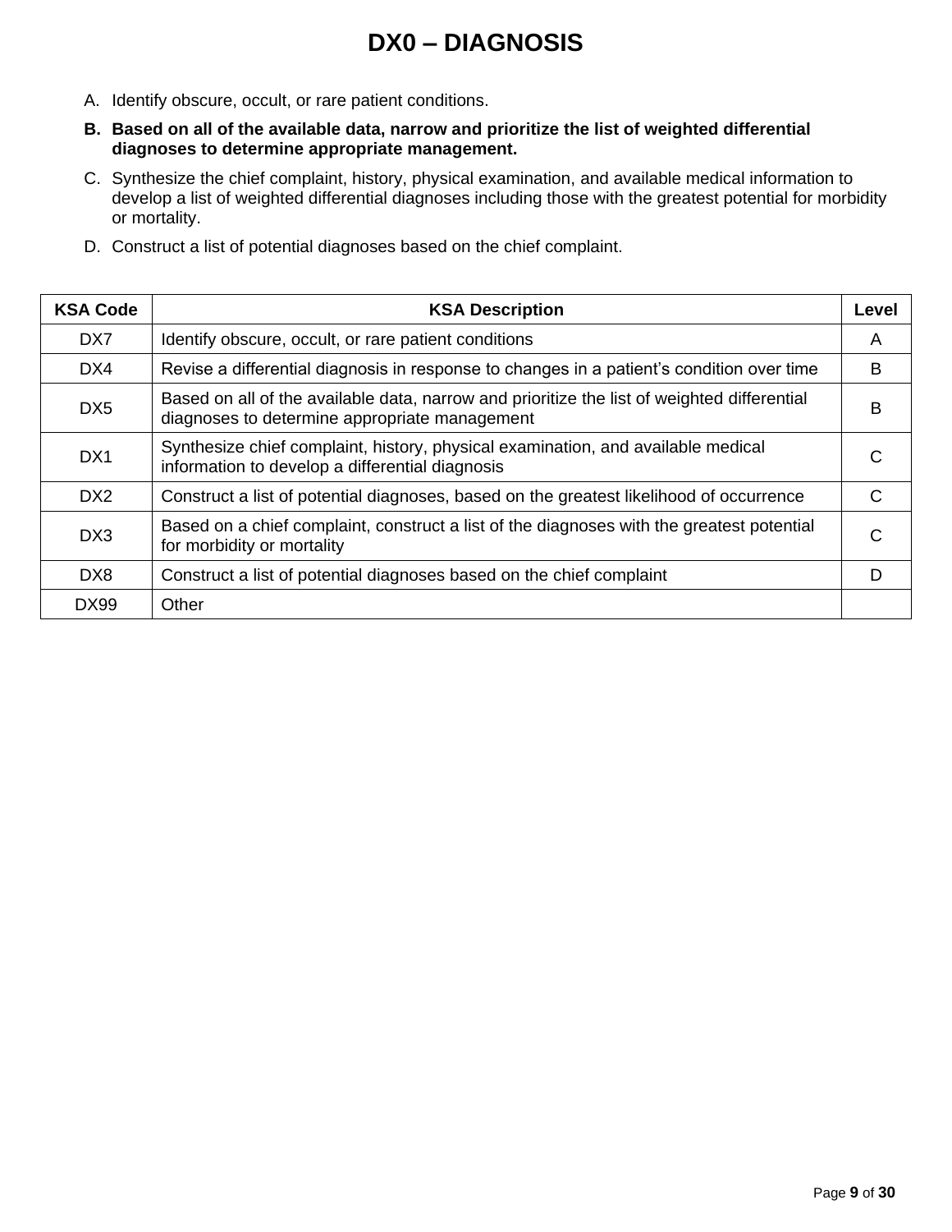# DX0 – DIAGNOSIS

A. Identify obscure, occult, or rare patient conditions.

**B. Based on all of the available data, narrow and prioritize the list of weighted differential diagnoses to determine appropriate management.**

C. Synthesize the chief complaint, history, physical examination, and available medical information to develop a list of weighted differential diagnoses including those with the greatest potential for morbidity or mortality.

D. Construct a list of potential diagnoses based on the chief complaint.

| KSA Code | KSA Description | Level |
|---|---|---|
| DX7 | Identify obscure, occult, or rare patient conditions | A |
| DX4 | Revise a differential diagnosis in response to changes in a patient's condition over time | B |
| DX5 | Based on all of the available data, narrow and prioritize the list of weighted differential diagnoses to determine appropriate management | B |
| DX1 | Synthesize chief complaint, history, physical examination, and available medical information to develop a differential diagnosis | C |
| DX2 | Construct a list of potential diagnoses, based on the greatest likelihood of occurrence | C |
| DX3 | Based on a chief complaint, construct a list of the diagnoses with the greatest potential for morbidity or mortality | C |
| DX8 | Construct a list of potential diagnoses based on the chief complaint | D |
| DX99 | Other | |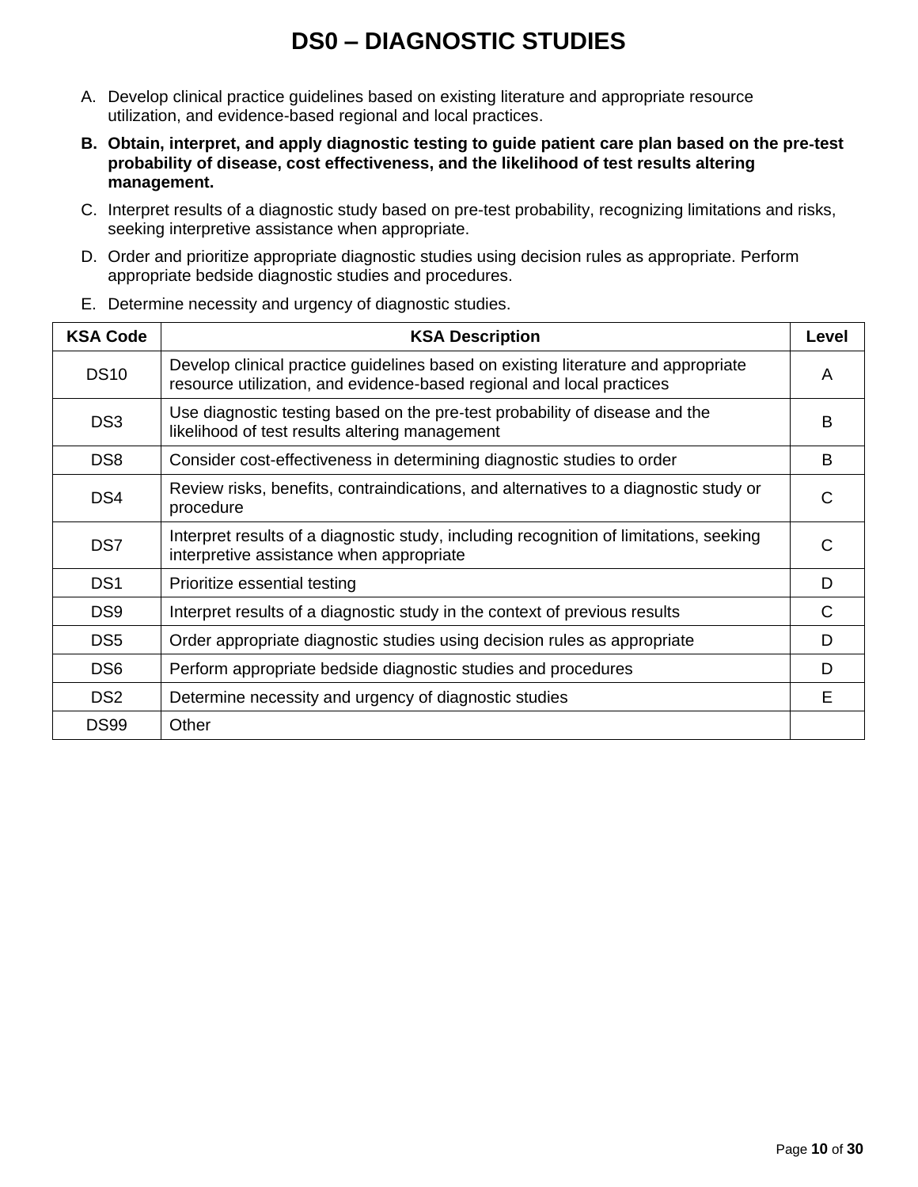# DS0 – DIAGNOSTIC STUDIES

A. Develop clinical practice guidelines based on existing literature and appropriate resource utilization, and evidence-based regional and local practices.

**B. Obtain, interpret, and apply diagnostic testing to guide patient care plan based on the pre-test probability of disease, cost effectiveness, and the likelihood of test results altering management.**

C. Interpret results of a diagnostic study based on pre-test probability, recognizing limitations and risks, seeking interpretive assistance when appropriate.

D. Order and prioritize appropriate diagnostic studies using decision rules as appropriate. Perform appropriate bedside diagnostic studies and procedures.

E. Determine necessity and urgency of diagnostic studies.

| KSA Code | KSA Description | Level |
|---|---|---|
| DS10 | Develop clinical practice guidelines based on existing literature and appropriate resource utilization, and evidence-based regional and local practices | A |
| DS3 | Use diagnostic testing based on the pre-test probability of disease and the likelihood of test results altering management | B |
| DS8 | Consider cost-effectiveness in determining diagnostic studies to order | B |
| DS4 | Review risks, benefits, contraindications, and alternatives to a diagnostic study or procedure | C |
| DS7 | Interpret results of a diagnostic study, including recognition of limitations, seeking interpretive assistance when appropriate | C |
| DS1 | Prioritize essential testing | D |
| DS9 | Interpret results of a diagnostic study in the context of previous results | C |
| DS5 | Order appropriate diagnostic studies using decision rules as appropriate | D |
| DS6 | Perform appropriate bedside diagnostic studies and procedures | D |
| DS2 | Determine necessity and urgency of diagnostic studies | E |
| DS99 | Other | |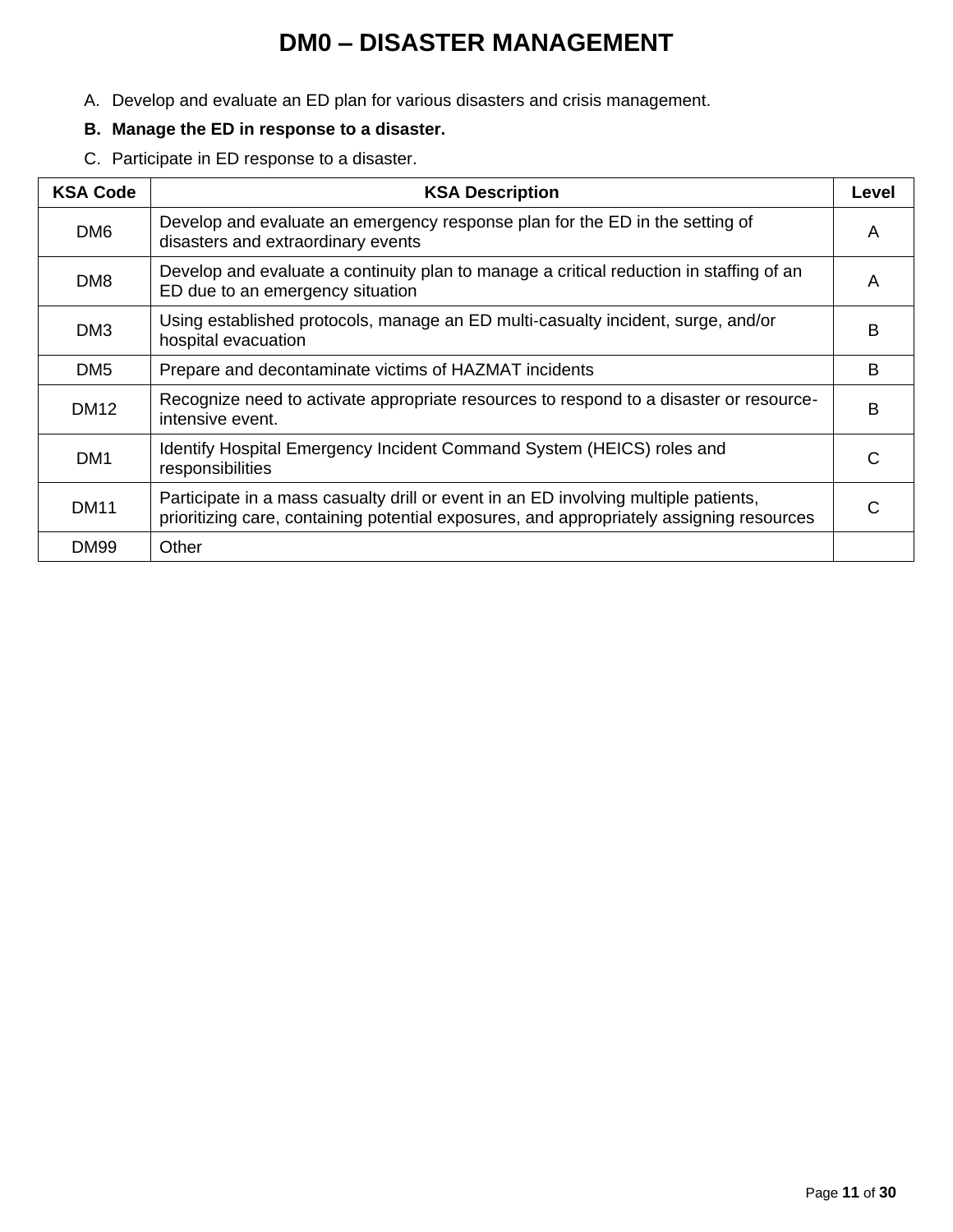# DM0 – DISASTER MANAGEMENT

A. Develop and evaluate an ED plan for various disasters and crisis management.

**B. Manage the ED in response to a disaster.**

C. Participate in ED response to a disaster.

| KSA Code | KSA Description | Level |
|---|---|---|
| DM6 | Develop and evaluate an emergency response plan for the ED in the setting of disasters and extraordinary events | A |
| DM8 | Develop and evaluate a continuity plan to manage a critical reduction in staffing of an ED due to an emergency situation | A |
| DM3 | Using established protocols, manage an ED multi-casualty incident, surge, and/or hospital evacuation | B |
| DM5 | Prepare and decontaminate victims of HAZMAT incidents | B |
| DM12 | Recognize need to activate appropriate resources to respond to a disaster or resource-intensive event. | B |
| DM1 | Identify Hospital Emergency Incident Command System (HEICS) roles and responsibilities | C |
| DM11 | Participate in a mass casualty drill or event in an ED involving multiple patients, prioritizing care, containing potential exposures, and appropriately assigning resources | C |
| DM99 | Other | |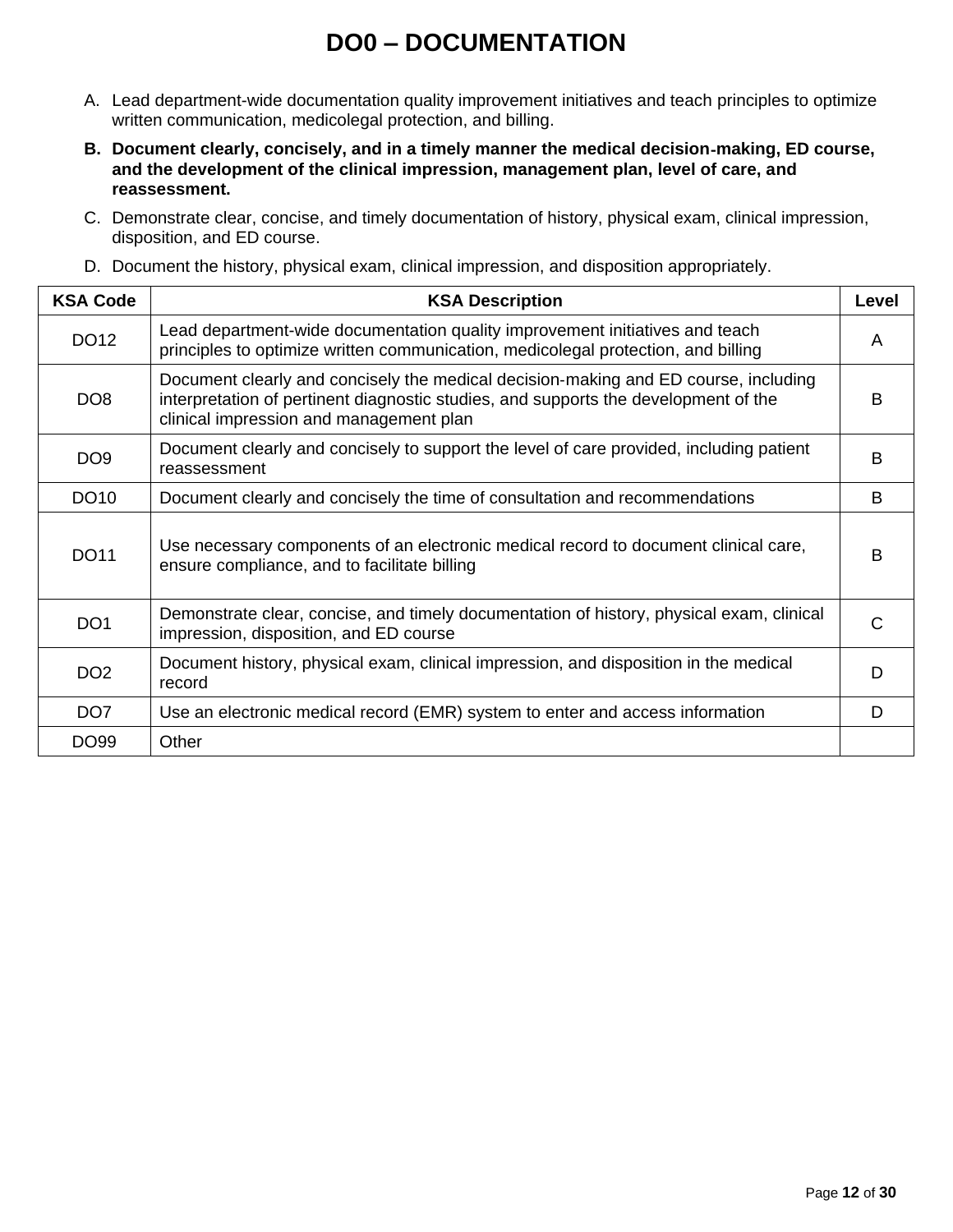# DO0 – DOCUMENTATION

A. Lead department-wide documentation quality improvement initiatives and teach principles to optimize written communication, medicolegal protection, and billing.

**B. Document clearly, concisely, and in a timely manner the medical decision-making, ED course, and the development of the clinical impression, management plan, level of care, and reassessment.**

C. Demonstrate clear, concise, and timely documentation of history, physical exam, clinical impression, disposition, and ED course.

D. Document the history, physical exam, clinical impression, and disposition appropriately.

| KSA Code | KSA Description | Level |
|---|---|---|
| DO12 | Lead department-wide documentation quality improvement initiatives and teach principles to optimize written communication, medicolegal protection, and billing | A |
| DO8 | Document clearly and concisely the medical decision-making and ED course, including interpretation of pertinent diagnostic studies, and supports the development of the clinical impression and management plan | B |
| DO9 | Document clearly and concisely to support the level of care provided, including patient reassessment | B |
| DO10 | Document clearly and concisely the time of consultation and recommendations | B |
| DO11 | Use necessary components of an electronic medical record to document clinical care, ensure compliance, and to facilitate billing | B |
| DO1 | Demonstrate clear, concise, and timely documentation of history, physical exam, clinical impression, disposition, and ED course | C |
| DO2 | Document history, physical exam, clinical impression, and disposition in the medical record | D |
| DO7 | Use an electronic medical record (EMR) system to enter and access information | D |
| DO99 | Other | |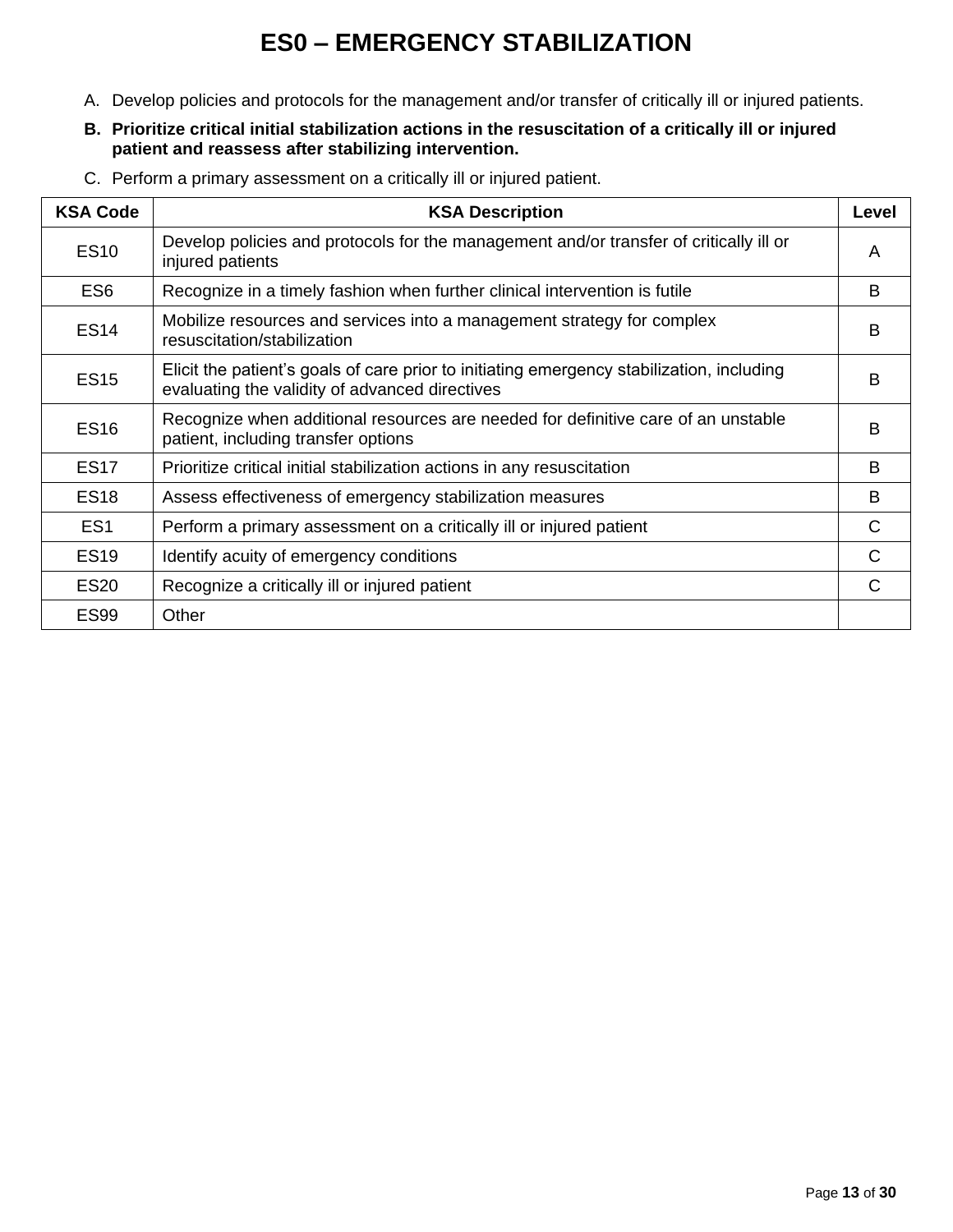# ES0 – EMERGENCY STABILIZATION

A. Develop policies and protocols for the management and/or transfer of critically ill or injured patients.

**B. Prioritize critical initial stabilization actions in the resuscitation of a critically ill or injured patient and reassess after stabilizing intervention.**

C. Perform a primary assessment on a critically ill or injured patient.

| KSA Code | KSA Description | Level |
|---|---|---|
| ES10 | Develop policies and protocols for the management and/or transfer of critically ill or injured patients | A |
| ES6 | Recognize in a timely fashion when further clinical intervention is futile | B |
| ES14 | Mobilize resources and services into a management strategy for complex resuscitation/stabilization | B |
| ES15 | Elicit the patient's goals of care prior to initiating emergency stabilization, including evaluating the validity of advanced directives | B |
| ES16 | Recognize when additional resources are needed for definitive care of an unstable patient, including transfer options | B |
| ES17 | Prioritize critical initial stabilization actions in any resuscitation | B |
| ES18 | Assess effectiveness of emergency stabilization measures | B |
| ES1 | Perform a primary assessment on a critically ill or injured patient | C |
| ES19 | Identify acuity of emergency conditions | C |
| ES20 | Recognize a critically ill or injured patient | C |
| ES99 | Other | |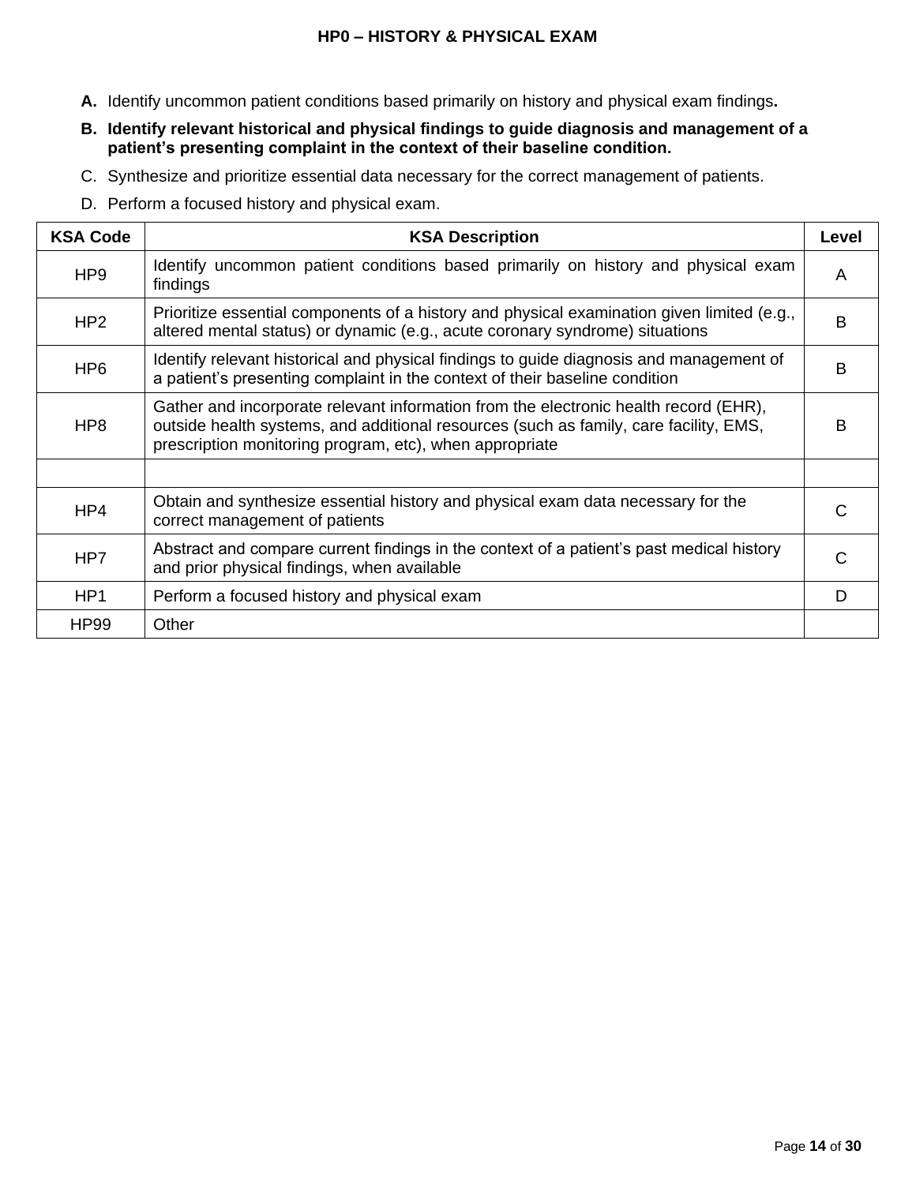## HP0 – HISTORY & PHYSICAL EXAM

**A.** Identify uncommon patient conditions based primarily on history and physical exam findings**.**

**B. Identify relevant historical and physical findings to guide diagnosis and management of a patient's presenting complaint in the context of their baseline condition.**

C. Synthesize and prioritize essential data necessary for the correct management of patients.

D. Perform a focused history and physical exam.

| KSA Code | KSA Description | Level |
|---|---|---|
| HP9 | Identify uncommon patient conditions based primarily on history and physical exam findings | A |
| HP2 | Prioritize essential components of a history and physical examination given limited (e.g., altered mental status) or dynamic (e.g., acute coronary syndrome) situations | B |
| HP6 | Identify relevant historical and physical findings to guide diagnosis and management of a patient's presenting complaint in the context of their baseline condition | B |
| HP8 | Gather and incorporate relevant information from the electronic health record (EHR), outside health systems, and additional resources (such as family, care facility, EMS, prescription monitoring program, etc), when appropriate | B |
| | | |
| HP4 | Obtain and synthesize essential history and physical exam data necessary for the correct management of patients | C |
| HP7 | Abstract and compare current findings in the context of a patient's past medical history and prior physical findings, when available | C |
| HP1 | Perform a focused history and physical exam | D |
| HP99 | Other | |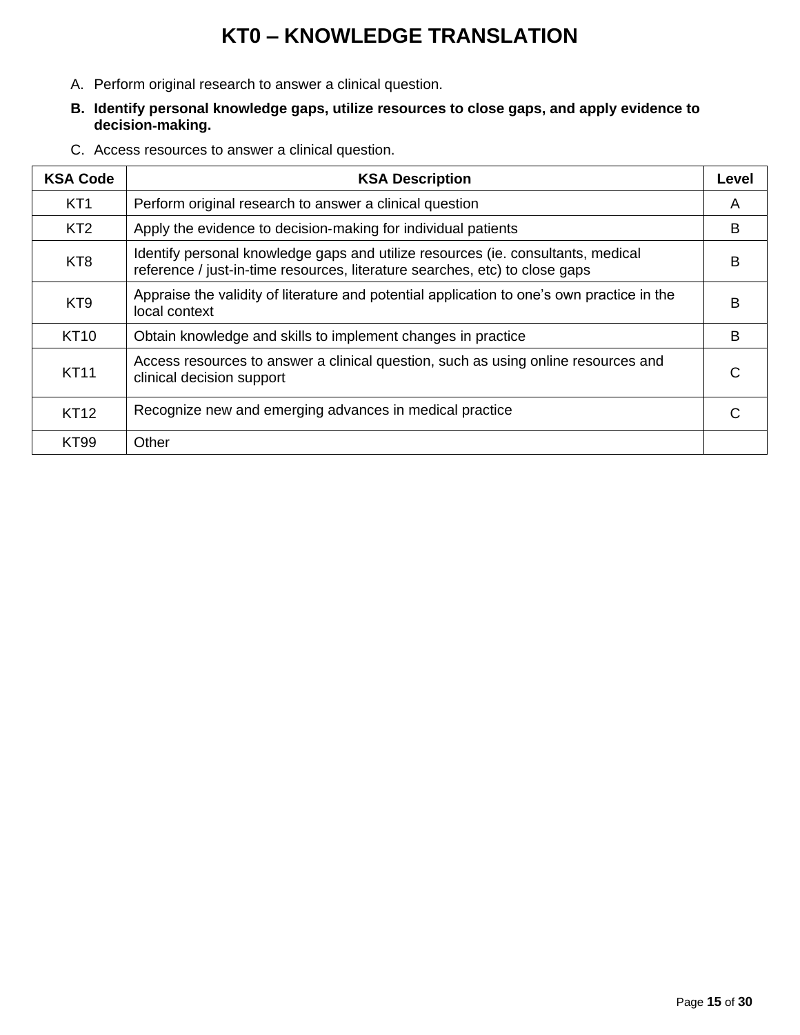# KT0 – KNOWLEDGE TRANSLATION

A. Perform original research to answer a clinical question.

**B. Identify personal knowledge gaps, utilize resources to close gaps, and apply evidence to decision-making.**

C. Access resources to answer a clinical question.

| KSA Code | KSA Description | Level |
|---|---|---|
| KT1 | Perform original research to answer a clinical question | A |
| KT2 | Apply the evidence to decision-making for individual patients | B |
| KT8 | Identify personal knowledge gaps and utilize resources (ie. consultants, medical reference / just-in-time resources, literature searches, etc) to close gaps | B |
| KT9 | Appraise the validity of literature and potential application to one's own practice in the local context | B |
| KT10 | Obtain knowledge and skills to implement changes in practice | B |
| KT11 | Access resources to answer a clinical question, such as using online resources and clinical decision support | C |
| KT12 | Recognize new and emerging advances in medical practice | C |
| KT99 | Other | |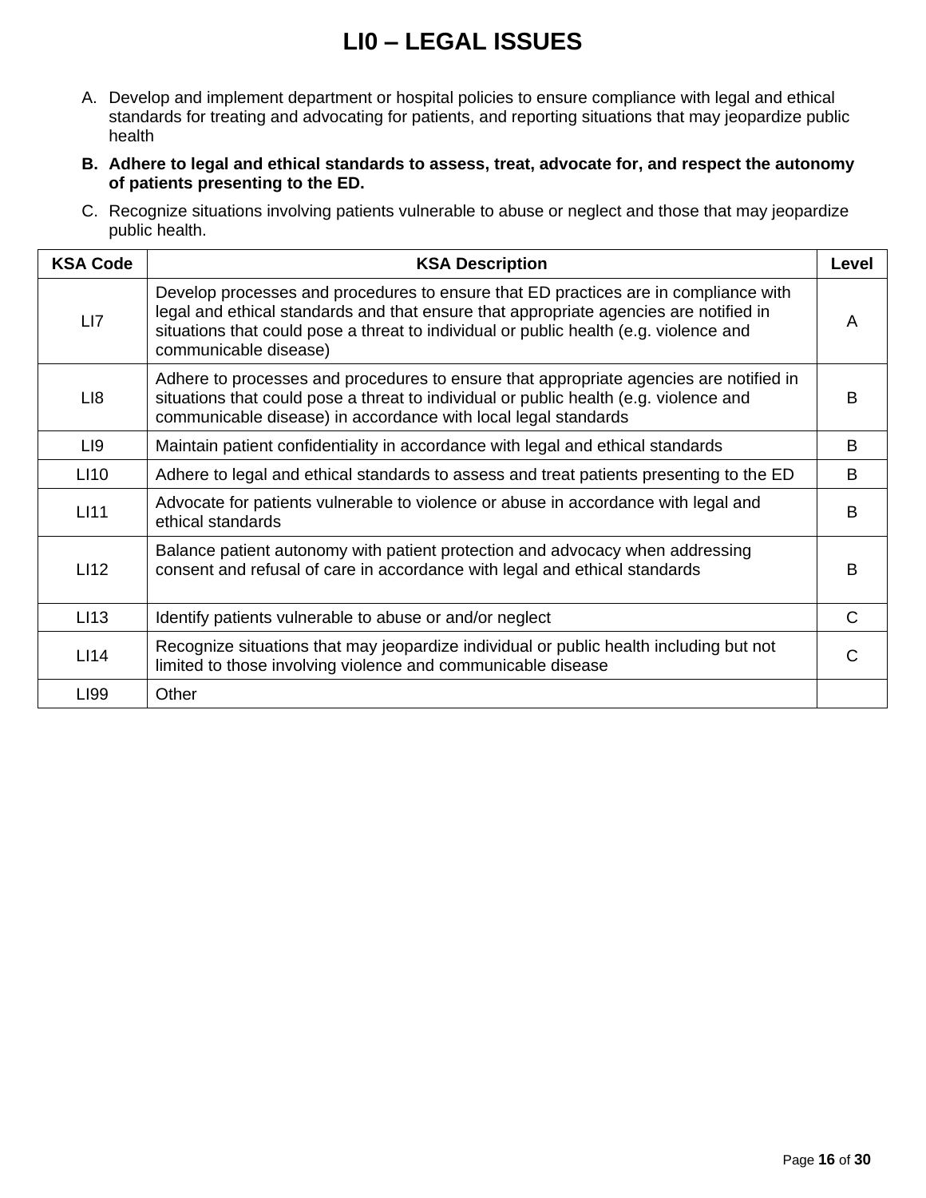# LI0 – LEGAL ISSUES

A. Develop and implement department or hospital policies to ensure compliance with legal and ethical standards for treating and advocating for patients, and reporting situations that may jeopardize public health

**B. Adhere to legal and ethical standards to assess, treat, advocate for, and respect the autonomy of patients presenting to the ED.**

C. Recognize situations involving patients vulnerable to abuse or neglect and those that may jeopardize public health.

| KSA Code | KSA Description | Level |
|---|---|---|
| LI7 | Develop processes and procedures to ensure that ED practices are in compliance with legal and ethical standards and that ensure that appropriate agencies are notified in situations that could pose a threat to individual or public health (e.g. violence and communicable disease) | A |
| LI8 | Adhere to processes and procedures to ensure that appropriate agencies are notified in situations that could pose a threat to individual or public health (e.g. violence and communicable disease) in accordance with local legal standards | B |
| LI9 | Maintain patient confidentiality in accordance with legal and ethical standards | B |
| LI10 | Adhere to legal and ethical standards to assess and treat patients presenting to the ED | B |
| LI11 | Advocate for patients vulnerable to violence or abuse in accordance with legal and ethical standards | B |
| LI12 | Balance patient autonomy with patient protection and advocacy when addressing consent and refusal of care in accordance with legal and ethical standards | B |
| LI13 | Identify patients vulnerable to abuse or and/or neglect | C |
| LI14 | Recognize situations that may jeopardize individual or public health including but not limited to those involving violence and communicable disease | C |
| LI99 | Other | |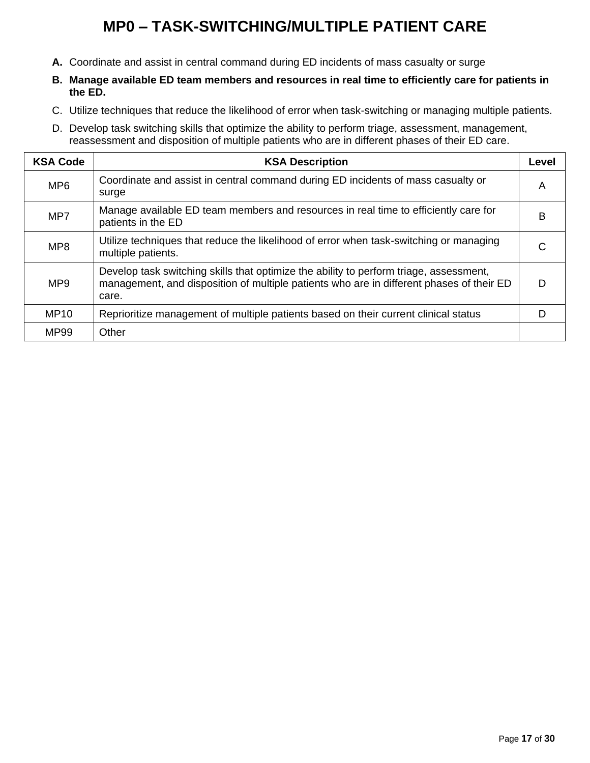# MP0 – TASK-SWITCHING/MULTIPLE PATIENT CARE

A. Coordinate and assist in central command during ED incidents of mass casualty or surge

B. **Manage available ED team members and resources in real time to efficiently care for patients in the ED.**

C. Utilize techniques that reduce the likelihood of error when task-switching or managing multiple patients.

D. Develop task switching skills that optimize the ability to perform triage, assessment, management, reassessment and disposition of multiple patients who are in different phases of their ED care.

| KSA Code | KSA Description | Level |
|---|---|---|
| MP6 | Coordinate and assist in central command during ED incidents of mass casualty or surge | A |
| MP7 | Manage available ED team members and resources in real time to efficiently care for patients in the ED | B |
| MP8 | Utilize techniques that reduce the likelihood of error when task-switching or managing multiple patients. | C |
| MP9 | Develop task switching skills that optimize the ability to perform triage, assessment, management, and disposition of multiple patients who are in different phases of their ED care. | D |
| MP10 | Reprioritize management of multiple patients based on their current clinical status | D |
| MP99 | Other | |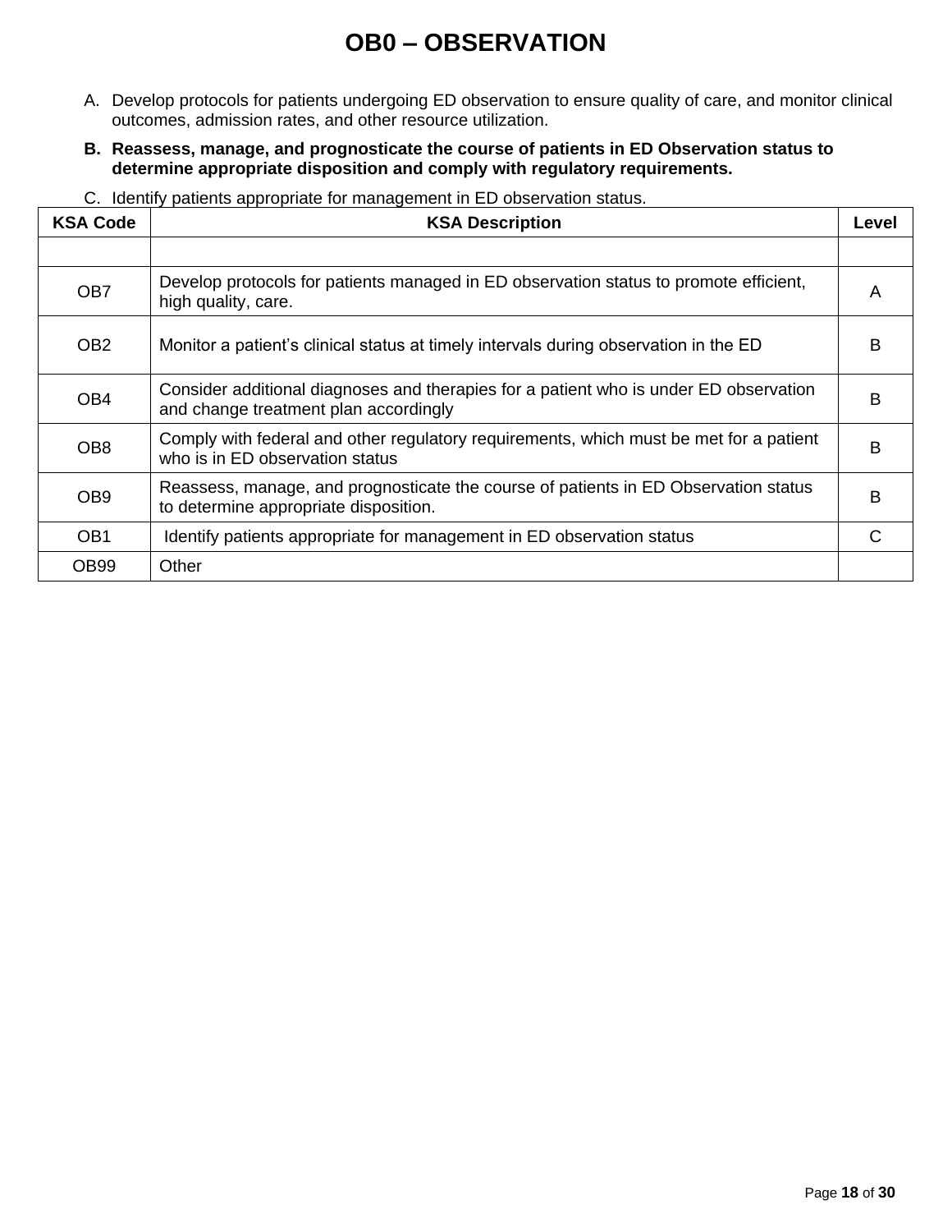# OB0 – OBSERVATION

A. Develop protocols for patients undergoing ED observation to ensure quality of care, and monitor clinical outcomes, admission rates, and other resource utilization.

**B. Reassess, manage, and prognosticate the course of patients in ED Observation status to determine appropriate disposition and comply with regulatory requirements.**

C. Identify patients appropriate for management in ED observation status.

| KSA Code | KSA Description | Level |
|---|---|---|
| | | |
| OB7 | Develop protocols for patients managed in ED observation status to promote efficient, high quality, care. | A |
| OB2 | Monitor a patient’s clinical status at timely intervals during observation in the ED | B |
| OB4 | Consider additional diagnoses and therapies for a patient who is under ED observation and change treatment plan accordingly | B |
| OB8 | Comply with federal and other regulatory requirements, which must be met for a patient who is in ED observation status | B |
| OB9 | Reassess, manage, and prognosticate the course of patients in ED Observation status to determine appropriate disposition. | B |
| OB1 | Identify patients appropriate for management in ED observation status | C |
| OB99 | Other | |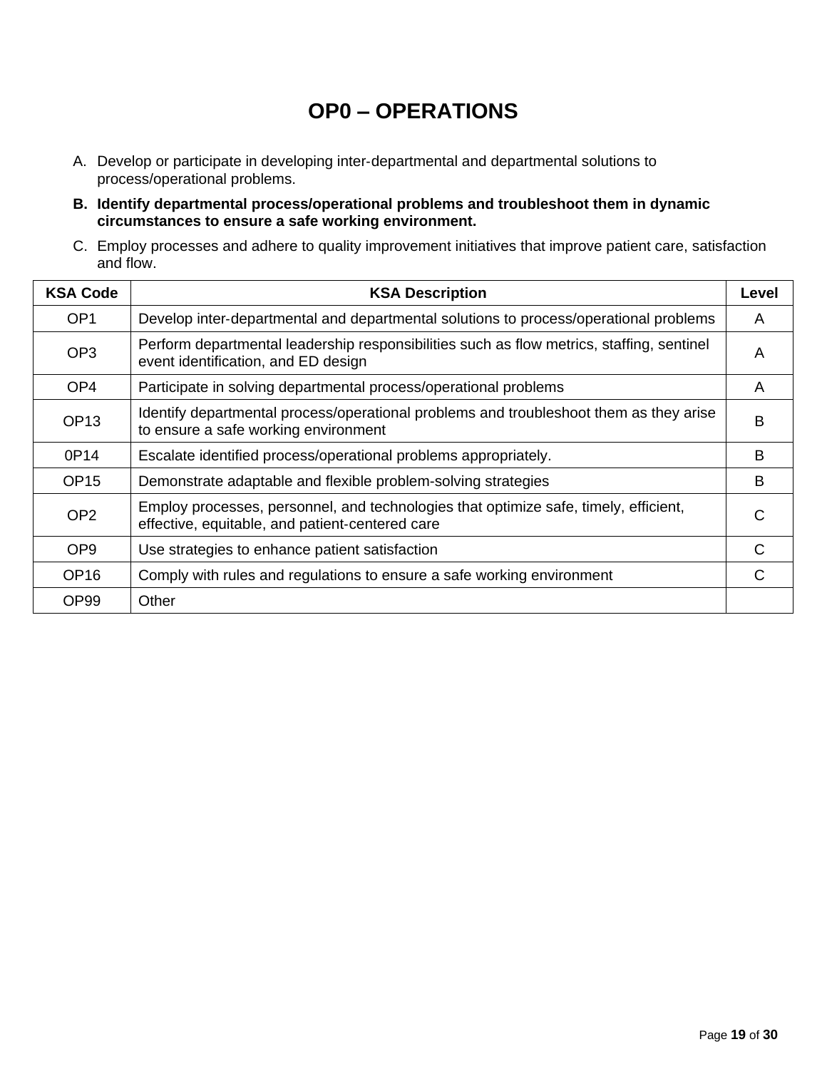# OP0 – OPERATIONS

A. Develop or participate in developing inter-departmental and departmental solutions to process/operational problems.

**B. Identify departmental process/operational problems and troubleshoot them in dynamic circumstances to ensure a safe working environment.**

C. Employ processes and adhere to quality improvement initiatives that improve patient care, satisfaction and flow.

| KSA Code | KSA Description | Level |
|---|---|---|
| OP1 | Develop inter-departmental and departmental solutions to process/operational problems | A |
| OP3 | Perform departmental leadership responsibilities such as flow metrics, staffing, sentinel event identification, and ED design | A |
| OP4 | Participate in solving departmental process/operational problems | A |
| OP13 | Identify departmental process/operational problems and troubleshoot them as they arise to ensure a safe working environment | B |
| 0P14 | Escalate identified process/operational problems appropriately. | B |
| OP15 | Demonstrate adaptable and flexible problem-solving strategies | B |
| OP2 | Employ processes, personnel, and technologies that optimize safe, timely, efficient, effective, equitable, and patient-centered care | C |
| OP9 | Use strategies to enhance patient satisfaction | C |
| OP16 | Comply with rules and regulations to ensure a safe working environment | C |
| OP99 | Other | |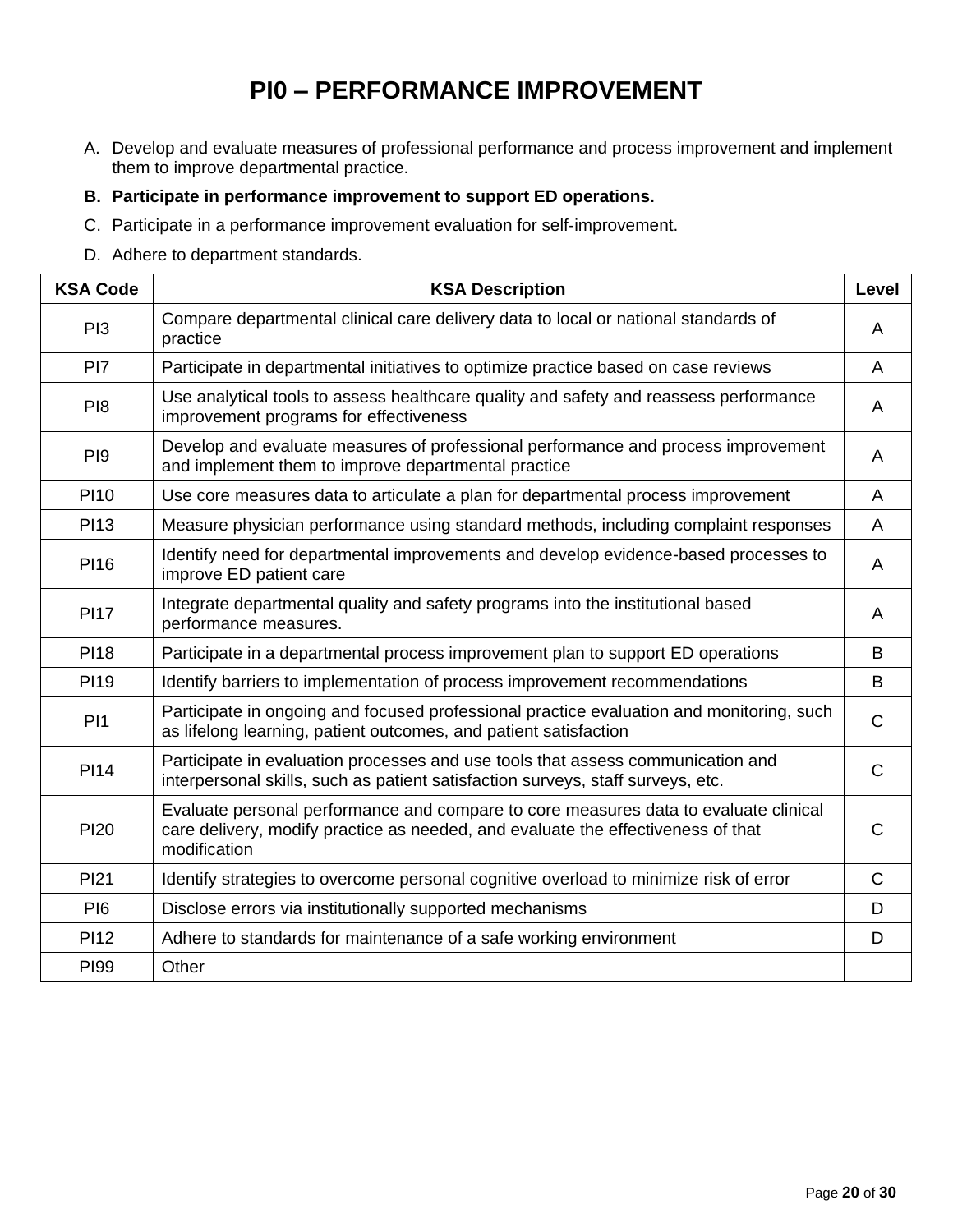# PI0 – PERFORMANCE IMPROVEMENT

A. Develop and evaluate measures of professional performance and process improvement and implement them to improve departmental practice.

**B. Participate in performance improvement to support ED operations.**

C. Participate in a performance improvement evaluation for self-improvement.

D. Adhere to department standards.

| KSA Code | KSA Description | Level |
|---|---|---|
| PI3 | Compare departmental clinical care delivery data to local or national standards of practice | A |
| PI7 | Participate in departmental initiatives to optimize practice based on case reviews | A |
| PI8 | Use analytical tools to assess healthcare quality and safety and reassess performance improvement programs for effectiveness | A |
| PI9 | Develop and evaluate measures of professional performance and process improvement and implement them to improve departmental practice | A |
| PI10 | Use core measures data to articulate a plan for departmental process improvement | A |
| PI13 | Measure physician performance using standard methods, including complaint responses | A |
| PI16 | Identify need for departmental improvements and develop evidence-based processes to improve ED patient care | A |
| PI17 | Integrate departmental quality and safety programs into the institutional based performance measures. | A |
| PI18 | Participate in a departmental process improvement plan to support ED operations | B |
| PI19 | Identify barriers to implementation of process improvement recommendations | B |
| PI1 | Participate in ongoing and focused professional practice evaluation and monitoring, such as lifelong learning, patient outcomes, and patient satisfaction | C |
| PI14 | Participate in evaluation processes and use tools that assess communication and interpersonal skills, such as patient satisfaction surveys, staff surveys, etc. | C |
| PI20 | Evaluate personal performance and compare to core measures data to evaluate clinical care delivery, modify practice as needed, and evaluate the effectiveness of that modification | C |
| PI21 | Identify strategies to overcome personal cognitive overload to minimize risk of error | C |
| PI6 | Disclose errors via institutionally supported mechanisms | D |
| PI12 | Adhere to standards for maintenance of a safe working environment | D |
| PI99 | Other | |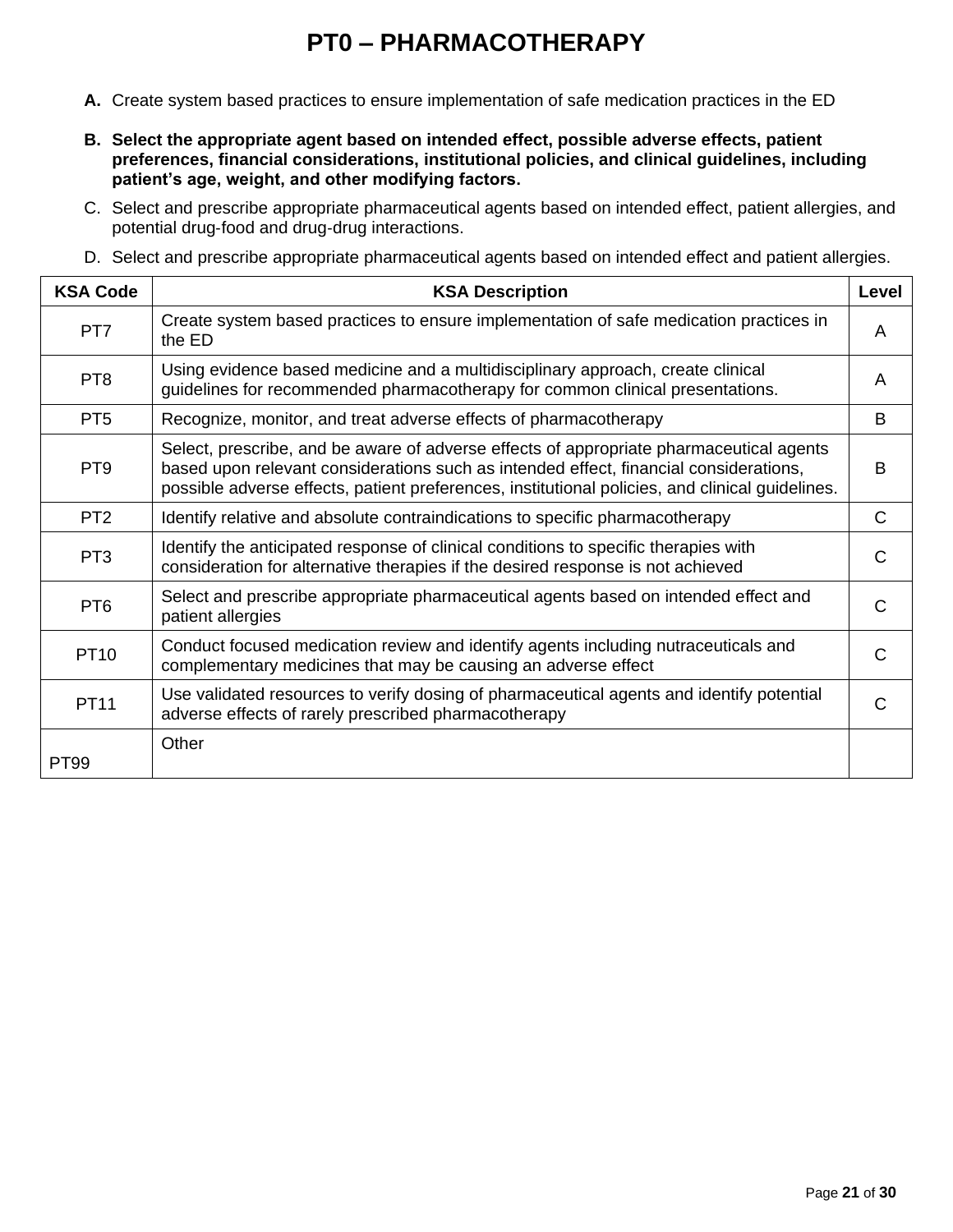# PT0 – PHARMACOTHERAPY

A. Create system based practices to ensure implementation of safe medication practices in the ED

**B. Select the appropriate agent based on intended effect, possible adverse effects, patient preferences, financial considerations, institutional policies, and clinical guidelines, including patient's age, weight, and other modifying factors.**

C. Select and prescribe appropriate pharmaceutical agents based on intended effect, patient allergies, and potential drug-food and drug-drug interactions.

D. Select and prescribe appropriate pharmaceutical agents based on intended effect and patient allergies.

| KSA Code | KSA Description | Level |
| --- | --- | --- |
| PT7 | Create system based practices to ensure implementation of safe medication practices in the ED | A |
| PT8 | Using evidence based medicine and a multidisciplinary approach, create clinical guidelines for recommended pharmacotherapy for common clinical presentations. | A |
| PT5 | Recognize, monitor, and treat adverse effects of pharmacotherapy | B |
| PT9 | Select, prescribe, and be aware of adverse effects of appropriate pharmaceutical agents based upon relevant considerations such as intended effect, financial considerations, possible adverse effects, patient preferences, institutional policies, and clinical guidelines. | B |
| PT2 | Identify relative and absolute contraindications to specific pharmacotherapy | C |
| PT3 | Identify the anticipated response of clinical conditions to specific therapies with consideration for alternative therapies if the desired response is not achieved | C |
| PT6 | Select and prescribe appropriate pharmaceutical agents based on intended effect and patient allergies | C |
| PT10 | Conduct focused medication review and identify agents including nutraceuticals and complementary medicines that may be causing an adverse effect | C |
| PT11 | Use validated resources to verify dosing of pharmaceutical agents and identify potential adverse effects of rarely prescribed pharmacotherapy | C |
| PT99 | Other | |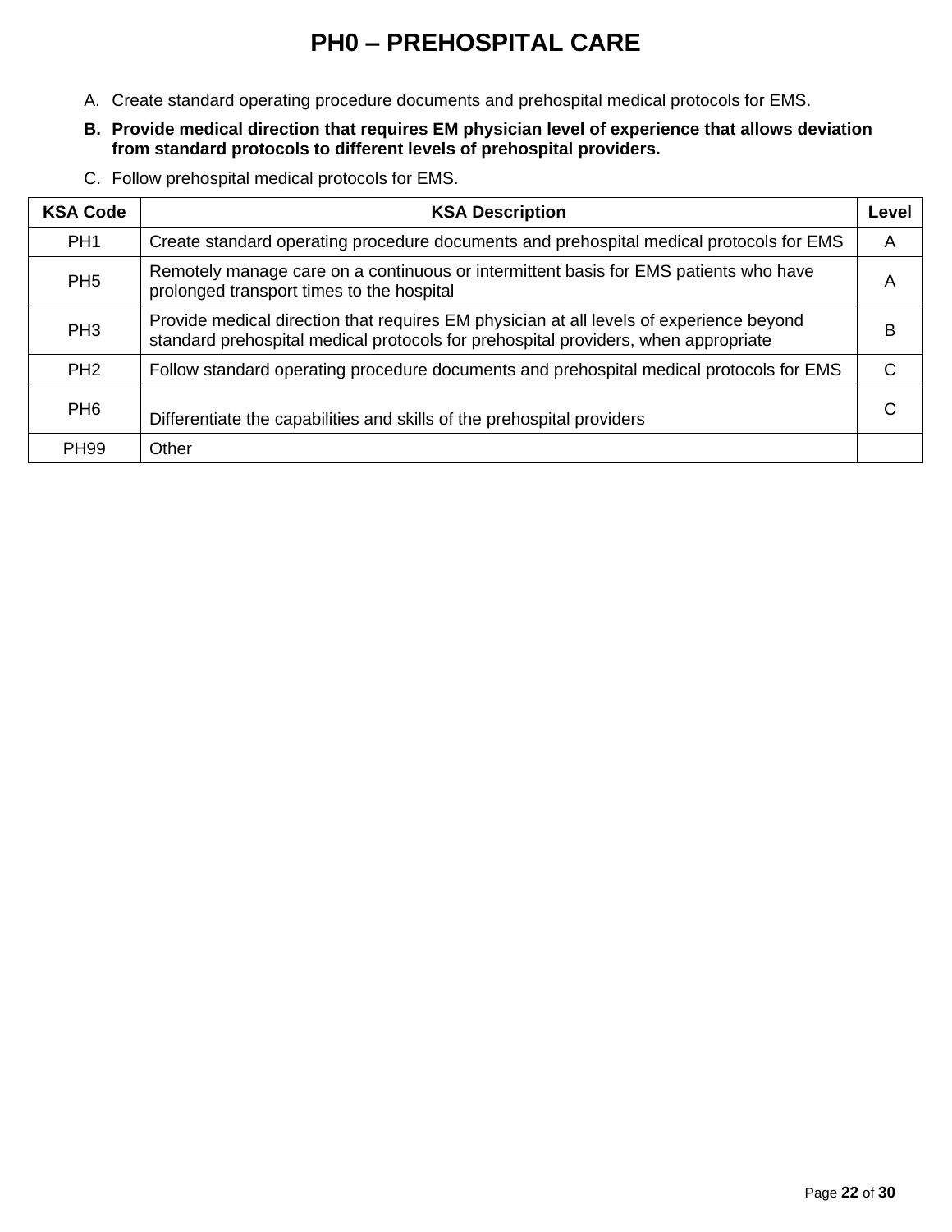# PH0 – PREHOSPITAL CARE

A. Create standard operating procedure documents and prehospital medical protocols for EMS.

**B. Provide medical direction that requires EM physician level of experience that allows deviation from standard protocols to different levels of prehospital providers.**

C. Follow prehospital medical protocols for EMS.

| KSA Code | KSA Description | Level |
|---|---|---|
| PH1 | Create standard operating procedure documents and prehospital medical protocols for EMS | A |
| PH5 | Remotely manage care on a continuous or intermittent basis for EMS patients who have prolonged transport times to the hospital | A |
| PH3 | Provide medical direction that requires EM physician at all levels of experience beyond standard prehospital medical protocols for prehospital providers, when appropriate | B |
| PH2 | Follow standard operating procedure documents and prehospital medical protocols for EMS | C |
| PH6 | Differentiate the capabilities and skills of the prehospital providers | C |
| PH99 | Other | |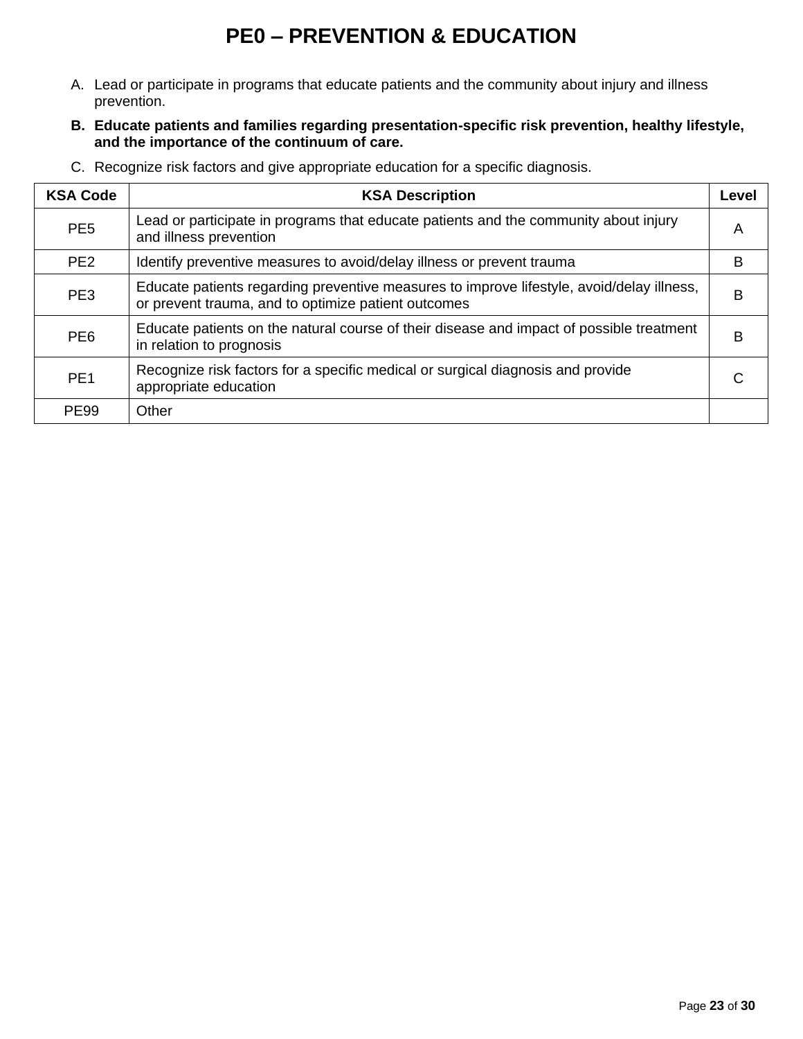# PE0 – PREVENTION & EDUCATION

A. Lead or participate in programs that educate patients and the community about injury and illness prevention.

**B. Educate patients and families regarding presentation-specific risk prevention, healthy lifestyle, and the importance of the continuum of care.**

C. Recognize risk factors and give appropriate education for a specific diagnosis.

| KSA Code | KSA Description | Level |
|---|---|---|
| PE5 | Lead or participate in programs that educate patients and the community about injury and illness prevention | A |
| PE2 | Identify preventive measures to avoid/delay illness or prevent trauma | B |
| PE3 | Educate patients regarding preventive measures to improve lifestyle, avoid/delay illness, or prevent trauma, and to optimize patient outcomes | B |
| PE6 | Educate patients on the natural course of their disease and impact of possible treatment in relation to prognosis | B |
| PE1 | Recognize risk factors for a specific medical or surgical diagnosis and provide appropriate education | C |
| PE99 | Other | |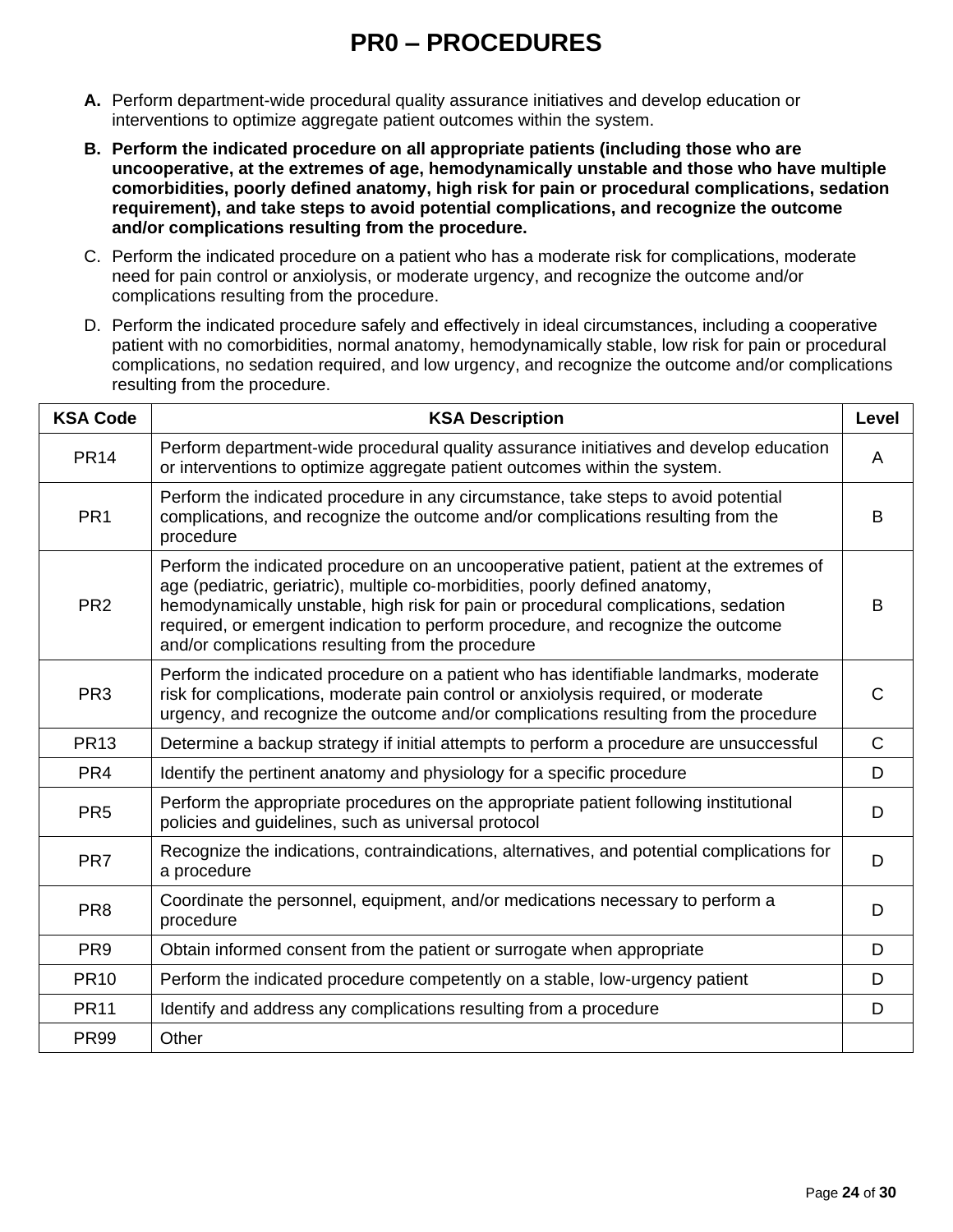# PR0 – PROCEDURES

**A.** Perform department-wide procedural quality assurance initiatives and develop education or interventions to optimize aggregate patient outcomes within the system.

**B. Perform the indicated procedure on all appropriate patients (including those who are uncooperative, at the extremes of age, hemodynamically unstable and those who have multiple comorbidities, poorly defined anatomy, high risk for pain or procedural complications, sedation requirement), and take steps to avoid potential complications, and recognize the outcome and/or complications resulting from the procedure.**

C. Perform the indicated procedure on a patient who has a moderate risk for complications, moderate need for pain control or anxiolysis, or moderate urgency, and recognize the outcome and/or complications resulting from the procedure.

D. Perform the indicated procedure safely and effectively in ideal circumstances, including a cooperative patient with no comorbidities, normal anatomy, hemodynamically stable, low risk for pain or procedural complications, no sedation required, and low urgency, and recognize the outcome and/or complications resulting from the procedure.

| KSA Code | KSA Description | Level |
|---|---|---|
| PR14 | Perform department-wide procedural quality assurance initiatives and develop education or interventions to optimize aggregate patient outcomes within the system. | A |
| PR1 | Perform the indicated procedure in any circumstance, take steps to avoid potential complications, and recognize the outcome and/or complications resulting from the procedure | B |
| PR2 | Perform the indicated procedure on an uncooperative patient, patient at the extremes of age (pediatric, geriatric), multiple co-morbidities, poorly defined anatomy, hemodynamically unstable, high risk for pain or procedural complications, sedation required, or emergent indication to perform procedure, and recognize the outcome and/or complications resulting from the procedure | B |
| PR3 | Perform the indicated procedure on a patient who has identifiable landmarks, moderate risk for complications, moderate pain control or anxiolysis required, or moderate urgency, and recognize the outcome and/or complications resulting from the procedure | C |
| PR13 | Determine a backup strategy if initial attempts to perform a procedure are unsuccessful | C |
| PR4 | Identify the pertinent anatomy and physiology for a specific procedure | D |
| PR5 | Perform the appropriate procedures on the appropriate patient following institutional policies and guidelines, such as universal protocol | D |
| PR7 | Recognize the indications, contraindications, alternatives, and potential complications for a procedure | D |
| PR8 | Coordinate the personnel, equipment, and/or medications necessary to perform a procedure | D |
| PR9 | Obtain informed consent from the patient or surrogate when appropriate | D |
| PR10 | Perform the indicated procedure competently on a stable, low-urgency patient | D |
| PR11 | Identify and address any complications resulting from a procedure | D |
| PR99 | Other | |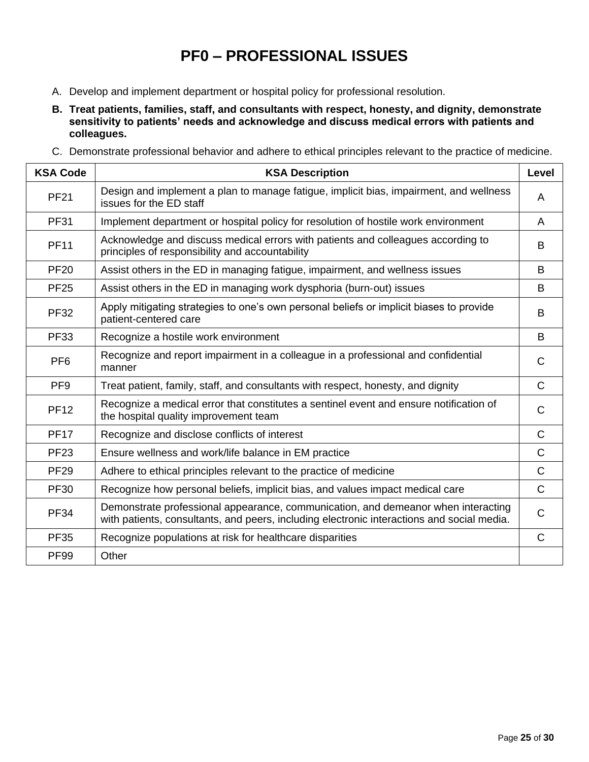# PF0 – PROFESSIONAL ISSUES

A. Develop and implement department or hospital policy for professional resolution.

**B. Treat patients, families, staff, and consultants with respect, honesty, and dignity, demonstrate sensitivity to patients' needs and acknowledge and discuss medical errors with patients and colleagues.**

C. Demonstrate professional behavior and adhere to ethical principles relevant to the practice of medicine.

| KSA Code | KSA Description | Level |
|---|---|---|
| PF21 | Design and implement a plan to manage fatigue, implicit bias, impairment, and wellness issues for the ED staff | A |
| PF31 | Implement department or hospital policy for resolution of hostile work environment | A |
| PF11 | Acknowledge and discuss medical errors with patients and colleagues according to principles of responsibility and accountability | B |
| PF20 | Assist others in the ED in managing fatigue, impairment, and wellness issues | B |
| PF25 | Assist others in the ED in managing work dysphoria (burn-out) issues | B |
| PF32 | Apply mitigating strategies to one's own personal beliefs or implicit biases to provide patient-centered care | B |
| PF33 | Recognize a hostile work environment | B |
| PF6 | Recognize and report impairment in a colleague in a professional and confidential manner | C |
| PF9 | Treat patient, family, staff, and consultants with respect, honesty, and dignity | C |
| PF12 | Recognize a medical error that constitutes a sentinel event and ensure notification of the hospital quality improvement team | C |
| PF17 | Recognize and disclose conflicts of interest | C |
| PF23 | Ensure wellness and work/life balance in EM practice | C |
| PF29 | Adhere to ethical principles relevant to the practice of medicine | C |
| PF30 | Recognize how personal beliefs, implicit bias, and values impact medical care | C |
| PF34 | Demonstrate professional appearance, communication, and demeanor when interacting with patients, consultants, and peers, including electronic interactions and social media. | C |
| PF35 | Recognize populations at risk for healthcare disparities | C |
| PF99 | Other | |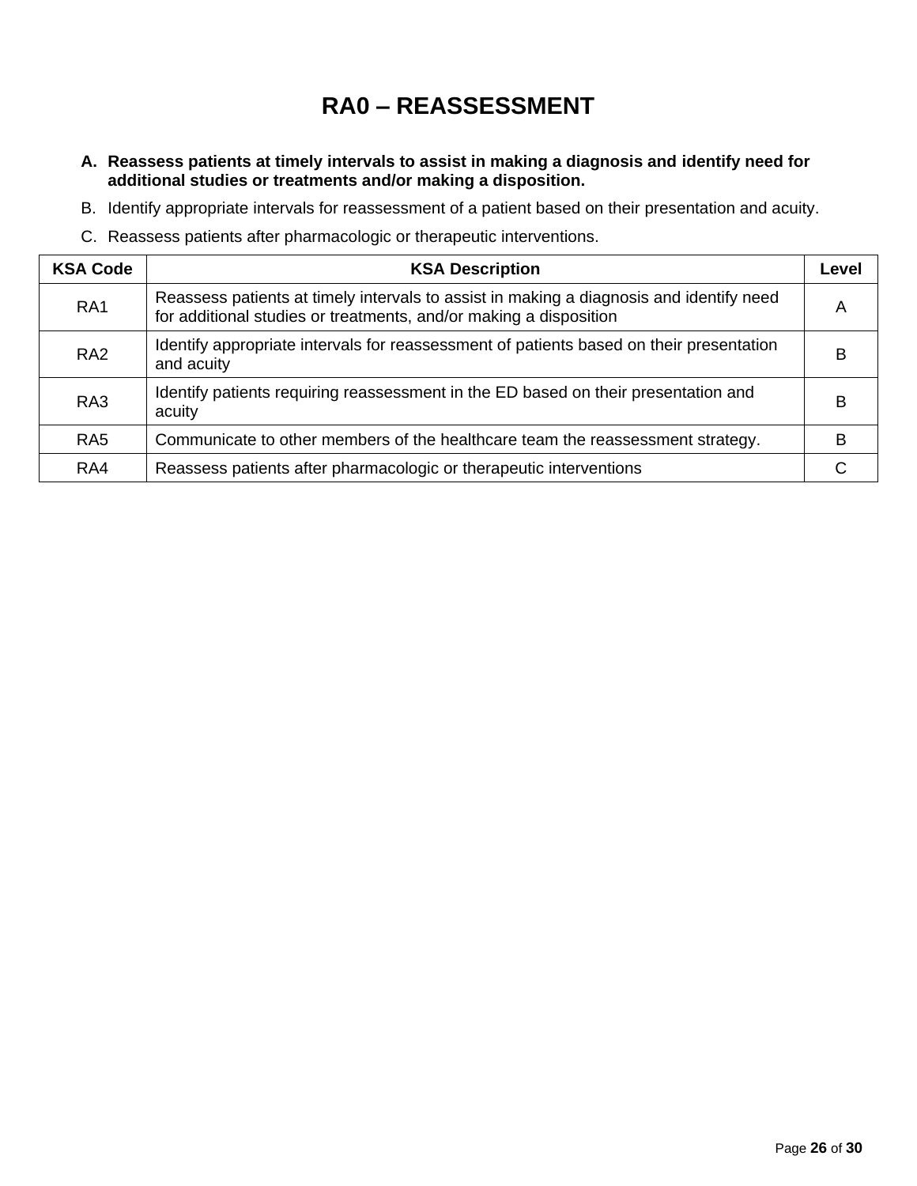# RA0 – REASSESSMENT

A. **Reassess patients at timely intervals to assist in making a diagnosis and identify need for additional studies or treatments and/or making a disposition.**

B. Identify appropriate intervals for reassessment of a patient based on their presentation and acuity.

C. Reassess patients after pharmacologic or therapeutic interventions.

| KSA Code | KSA Description | Level |
|---|---|---|
| RA1 | Reassess patients at timely intervals to assist in making a diagnosis and identify need for additional studies or treatments, and/or making a disposition | A |
| RA2 | Identify appropriate intervals for reassessment of patients based on their presentation and acuity | B |
| RA3 | Identify patients requiring reassessment in the ED based on their presentation and acuity | B |
| RA5 | Communicate to other members of the healthcare team the reassessment strategy. | B |
| RA4 | Reassess patients after pharmacologic or therapeutic interventions | C |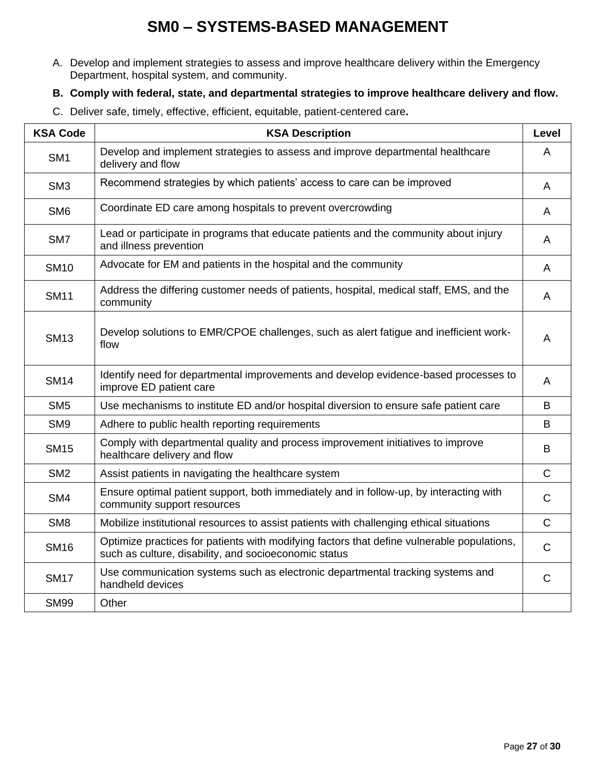# SM0 – SYSTEMS-BASED MANAGEMENT

A. Develop and implement strategies to assess and improve healthcare delivery within the Emergency Department, hospital system, and community.

**B. Comply with federal, state, and departmental strategies to improve healthcare delivery and flow.**

C. Deliver safe, timely, effective, efficient, equitable, patient-centered care**.**

| KSA Code | KSA Description | Level |
|---|---|---|
| SM1 | Develop and implement strategies to assess and improve departmental healthcare delivery and flow | A |
| SM3 | Recommend strategies by which patients' access to care can be improved | A |
| SM6 | Coordinate ED care among hospitals to prevent overcrowding | A |
| SM7 | Lead or participate in programs that educate patients and the community about injury and illness prevention | A |
| SM10 | Advocate for EM and patients in the hospital and the community | A |
| SM11 | Address the differing customer needs of patients, hospital, medical staff, EMS, and the community | A |
| SM13 | Develop solutions to EMR/CPOE challenges, such as alert fatigue and inefficient work-flow | A |
| SM14 | Identify need for departmental improvements and develop evidence-based processes to improve ED patient care | A |
| SM5 | Use mechanisms to institute ED and/or hospital diversion to ensure safe patient care | B |
| SM9 | Adhere to public health reporting requirements | B |
| SM15 | Comply with departmental quality and process improvement initiatives to improve healthcare delivery and flow | B |
| SM2 | Assist patients in navigating the healthcare system | C |
| SM4 | Ensure optimal patient support, both immediately and in follow-up, by interacting with community support resources | C |
| SM8 | Mobilize institutional resources to assist patients with challenging ethical situations | C |
| SM16 | Optimize practices for patients with modifying factors that define vulnerable populations, such as culture, disability, and socioeconomic status | C |
| SM17 | Use communication systems such as electronic departmental tracking systems and handheld devices | C |
| SM99 | Other | |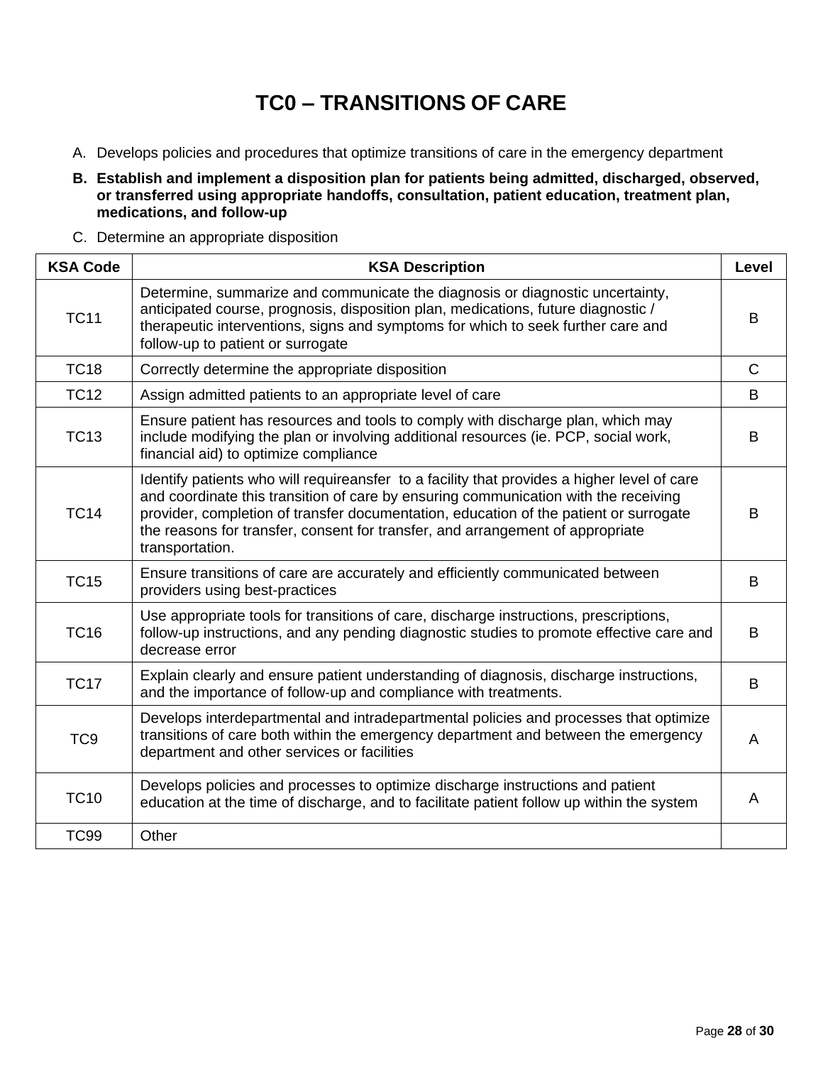# TC0 – TRANSITIONS OF CARE

A. Develops policies and procedures that optimize transitions of care in the emergency department

**B. Establish and implement a disposition plan for patients being admitted, discharged, observed, or transferred using appropriate handoffs, consultation, patient education, treatment plan, medications, and follow-up**

C. Determine an appropriate disposition

| KSA Code | KSA Description | Level |
|---|---|---|
| TC11 | Determine, summarize and communicate the diagnosis or diagnostic uncertainty, anticipated course, prognosis, disposition plan, medications, future diagnostic / therapeutic interventions, signs and symptoms for which to seek further care and follow-up to patient or surrogate | B |
| TC18 | Correctly determine the appropriate disposition | C |
| TC12 | Assign admitted patients to an appropriate level of care | B |
| TC13 | Ensure patient has resources and tools to comply with discharge plan, which may include modifying the plan or involving additional resources (ie. PCP, social work, financial aid) to optimize compliance | B |
| TC14 | Identify patients who will requireansfer  to a facility that provides a higher level of care and coordinate this transition of care by ensuring communication with the receiving provider, completion of transfer documentation, education of the patient or surrogate the reasons for transfer, consent for transfer, and arrangement of appropriate transportation. | B |
| TC15 | Ensure transitions of care are accurately and efficiently communicated between providers using best-practices | B |
| TC16 | Use appropriate tools for transitions of care, discharge instructions, prescriptions, follow-up instructions, and any pending diagnostic studies to promote effective care and decrease error | B |
| TC17 | Explain clearly and ensure patient understanding of diagnosis, discharge instructions, and the importance of follow-up and compliance with treatments. | B |
| TC9 | Develops interdepartmental and intradepartmental policies and processes that optimize transitions of care both within the emergency department and between the emergency department and other services or facilities | A |
| TC10 | Develops policies and processes to optimize discharge instructions and patient education at the time of discharge, and to facilitate patient follow up within the system | A |
| TC99 | Other | |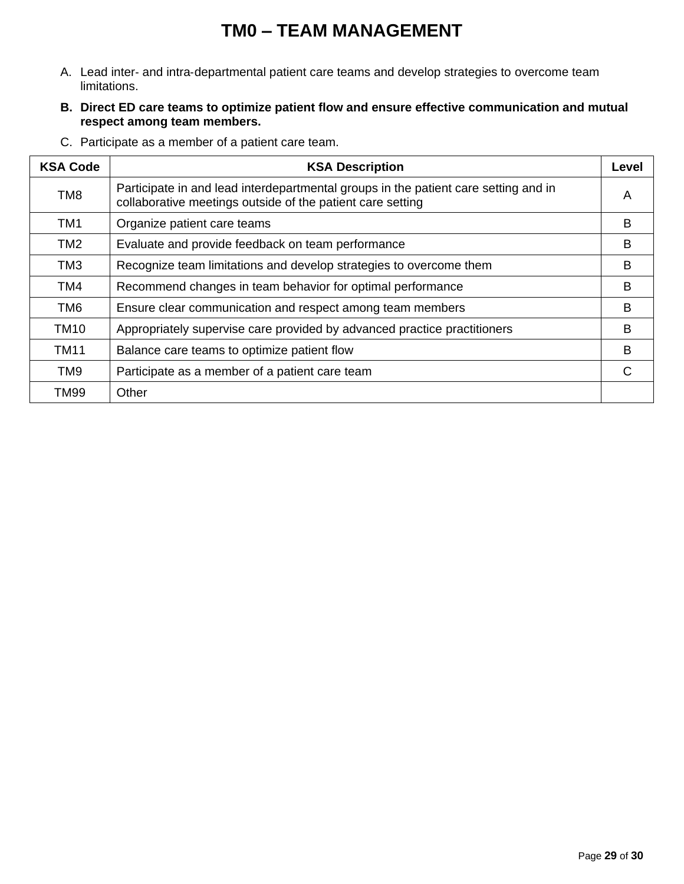# TM0 – TEAM MANAGEMENT

A. Lead inter- and intra-departmental patient care teams and develop strategies to overcome team limitations.

**B. Direct ED care teams to optimize patient flow and ensure effective communication and mutual respect among team members.**

C. Participate as a member of a patient care team.

| KSA Code | KSA Description | Level |
|---|---|---|
| TM8 | Participate in and lead interdepartmental groups in the patient care setting and in collaborative meetings outside of the patient care setting | A |
| TM1 | Organize patient care teams | B |
| TM2 | Evaluate and provide feedback on team performance | B |
| TM3 | Recognize team limitations and develop strategies to overcome them | B |
| TM4 | Recommend changes in team behavior for optimal performance | B |
| TM6 | Ensure clear communication and respect among team members | B |
| TM10 | Appropriately supervise care provided by advanced practice practitioners | B |
| TM11 | Balance care teams to optimize patient flow | B |
| TM9 | Participate as a member of a patient care team | C |
| TM99 | Other | |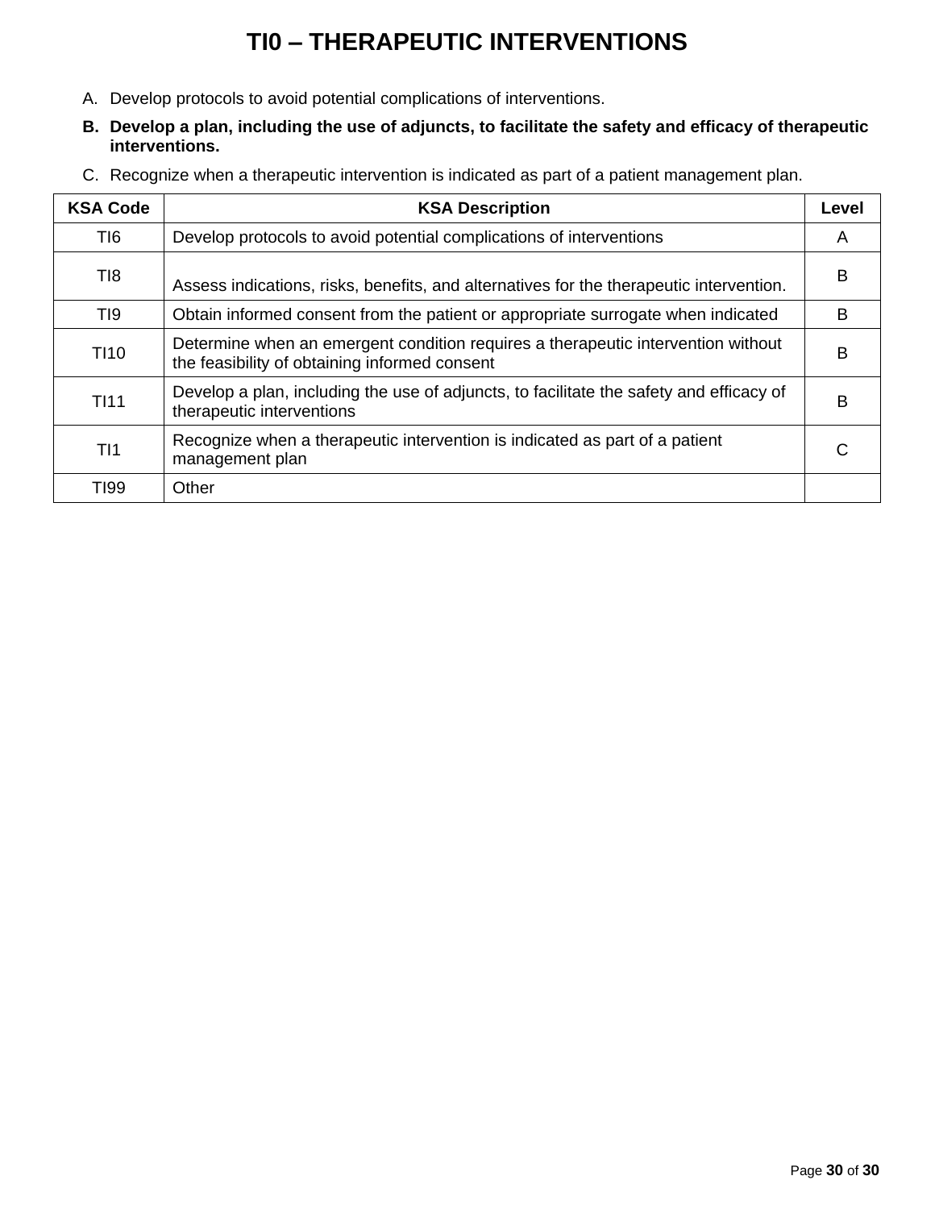# TI0 – THERAPEUTIC INTERVENTIONS

A. Develop protocols to avoid potential complications of interventions.

**B. Develop a plan, including the use of adjuncts, to facilitate the safety and efficacy of therapeutic interventions.**

C. Recognize when a therapeutic intervention is indicated as part of a patient management plan.

| KSA Code | KSA Description | Level |
|---|---|---|
| TI6 | Develop protocols to avoid potential complications of interventions | A |
| TI8 | Assess indications, risks, benefits, and alternatives for the therapeutic intervention. | B |
| TI9 | Obtain informed consent from the patient or appropriate surrogate when indicated | B |
| TI10 | Determine when an emergent condition requires a therapeutic intervention without the feasibility of obtaining informed consent | B |
| TI11 | Develop a plan, including the use of adjuncts, to facilitate the safety and efficacy of therapeutic interventions | B |
| TI1 | Recognize when a therapeutic intervention is indicated as part of a patient management plan | C |
| TI99 | Other | |